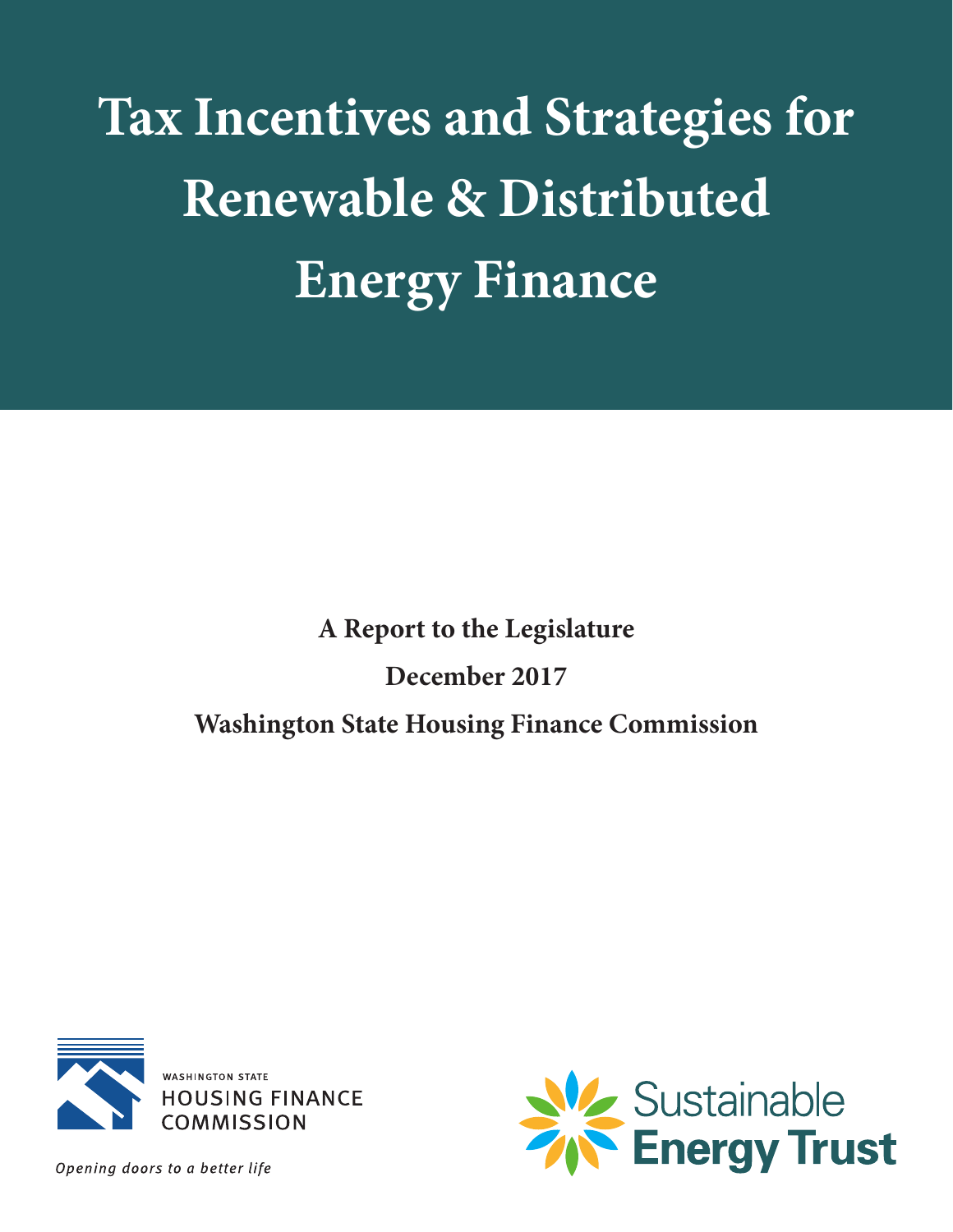# Tax Incentives and Strategies for Renewable & Distributed Energy Finance

**A Report to the Legislature**

**December 2017**

**Washington State Housing Finance Commission**

WASHINGTON STATE
HOUSING FINANCE
COMMISSION

*Opening doors to a better life*

Sustainable
Energy Trust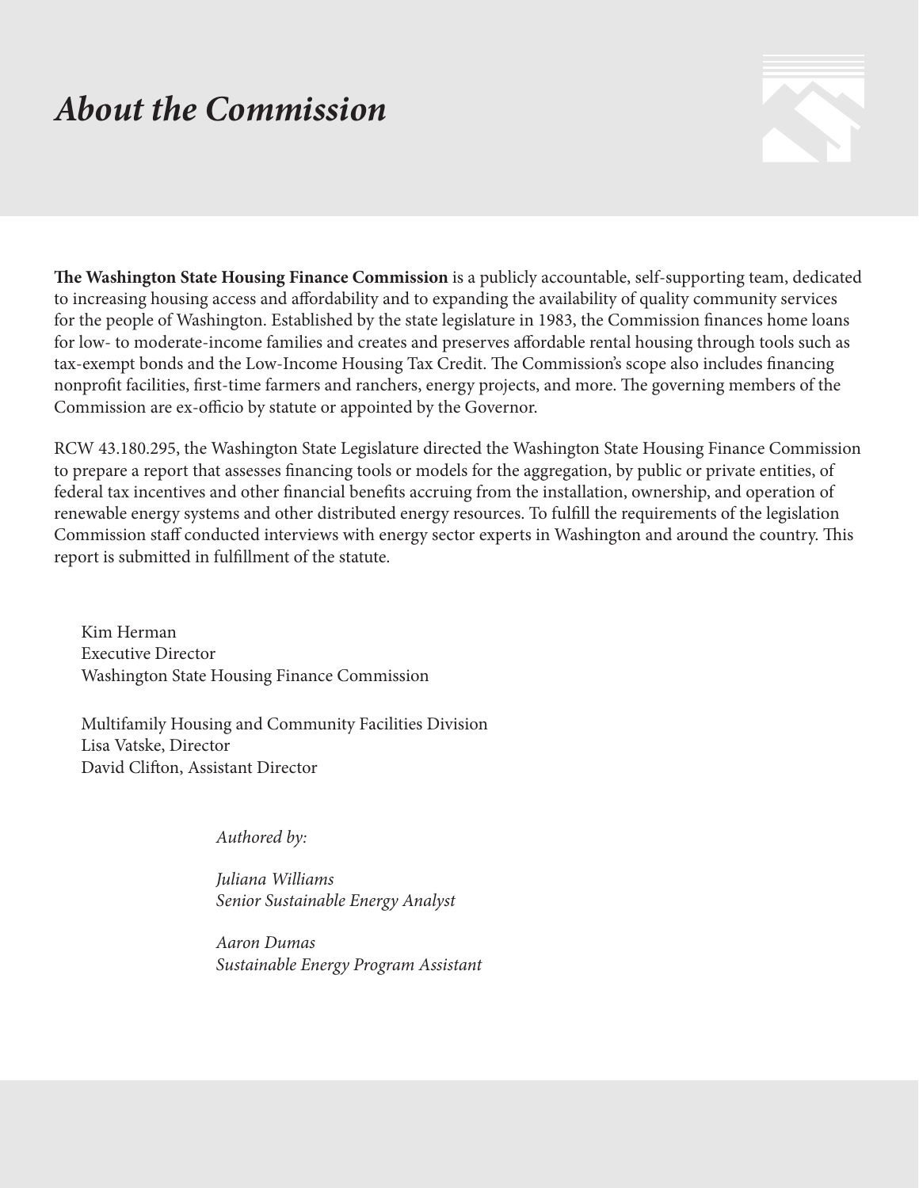# *About the Commission*

**The Washington State Housing Finance Commission** is a publicly accountable, self-supporting team, dedicated to increasing housing access and affordability and to expanding the availability of quality community services for the people of Washington. Established by the state legislature in 1983, the Commission finances home loans for low- to moderate-income families and creates and preserves affordable rental housing through tools such as tax-exempt bonds and the Low-Income Housing Tax Credit. The Commission's scope also includes financing nonprofit facilities, first-time farmers and ranchers, energy projects, and more. The governing members of the Commission are ex-officio by statute or appointed by the Governor.

RCW 43.180.295, the Washington State Legislature directed the Washington State Housing Finance Commission to prepare a report that assesses financing tools or models for the aggregation, by public or private entities, of federal tax incentives and other financial benefits accruing from the installation, ownership, and operation of renewable energy systems and other distributed energy resources. To fulfill the requirements of the legislation Commission staff conducted interviews with energy sector experts in Washington and around the country. This report is submitted in fulfillment of the statute.

Kim Herman  
Executive Director  
Washington State Housing Finance Commission

Multifamily Housing and Community Facilities Division  
Lisa Vatske, Director  
David Clifton, Assistant Director

*Authored by:*

*Juliana Williams*  
*Senior Sustainable Energy Analyst*

*Aaron Dumas*  
*Sustainable Energy Program Assistant*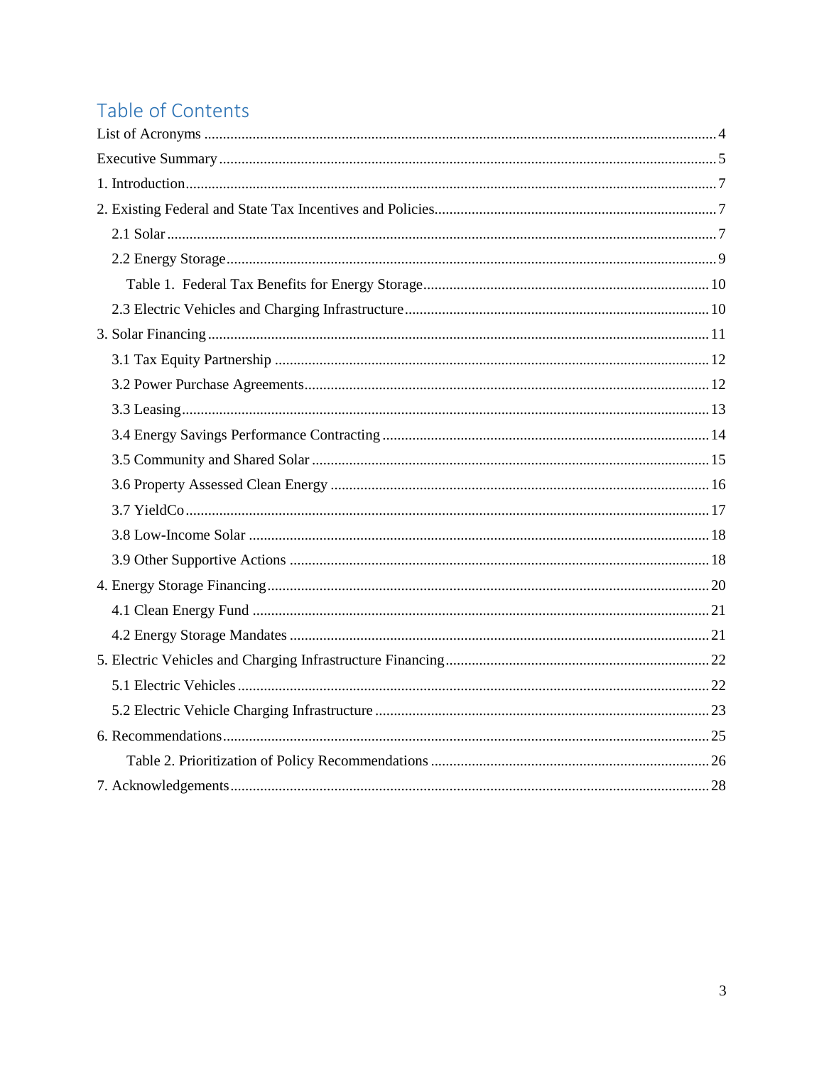## Table of Contents

List of Acronyms ........................................................................................................................ 4

Executive Summary .................................................................................................................... 5

1. Introduction ............................................................................................................................. 7

2. Existing Federal and State Tax Incentives and Policies ........................................................... 7

  2.1 Solar .................................................................................................................................. 7

  2.2 Energy Storage ................................................................................................................. 9

    Table 1. Federal Tax Benefits for Energy Storage ............................................................. 10

  2.3 Electric Vehicles and Charging Infrastructure ................................................................. 10

3. Solar Financing ..................................................................................................................... 11

  3.1 Tax Equity Partnership ..................................................................................................... 12

  3.2 Power Purchase Agreements ............................................................................................ 12

  3.3 Leasing ............................................................................................................................ 13

  3.4 Energy Savings Performance Contracting ....................................................................... 14

  3.5 Community and Shared Solar .......................................................................................... 15

  3.6 Property Assessed Clean Energy ..................................................................................... 16

  3.7 YieldCo ........................................................................................................................... 17

  3.8 Low-Income Solar ........................................................................................................... 18

  3.9 Other Supportive Actions ................................................................................................ 18

4. Energy Storage Financing ..................................................................................................... 20

  4.1 Clean Energy Fund .......................................................................................................... 21

  4.2 Energy Storage Mandates ................................................................................................ 21

5. Electric Vehicles and Charging Infrastructure Financing ....................................................... 22

  5.1 Electric Vehicles ............................................................................................................. 22

  5.2 Electric Vehicle Charging Infrastructure .......................................................................... 23

6. Recommendations ................................................................................................................. 25

    Table 2. Prioritization of Policy Recommendations .......................................................... 26

7. Acknowledgements ............................................................................................................... 28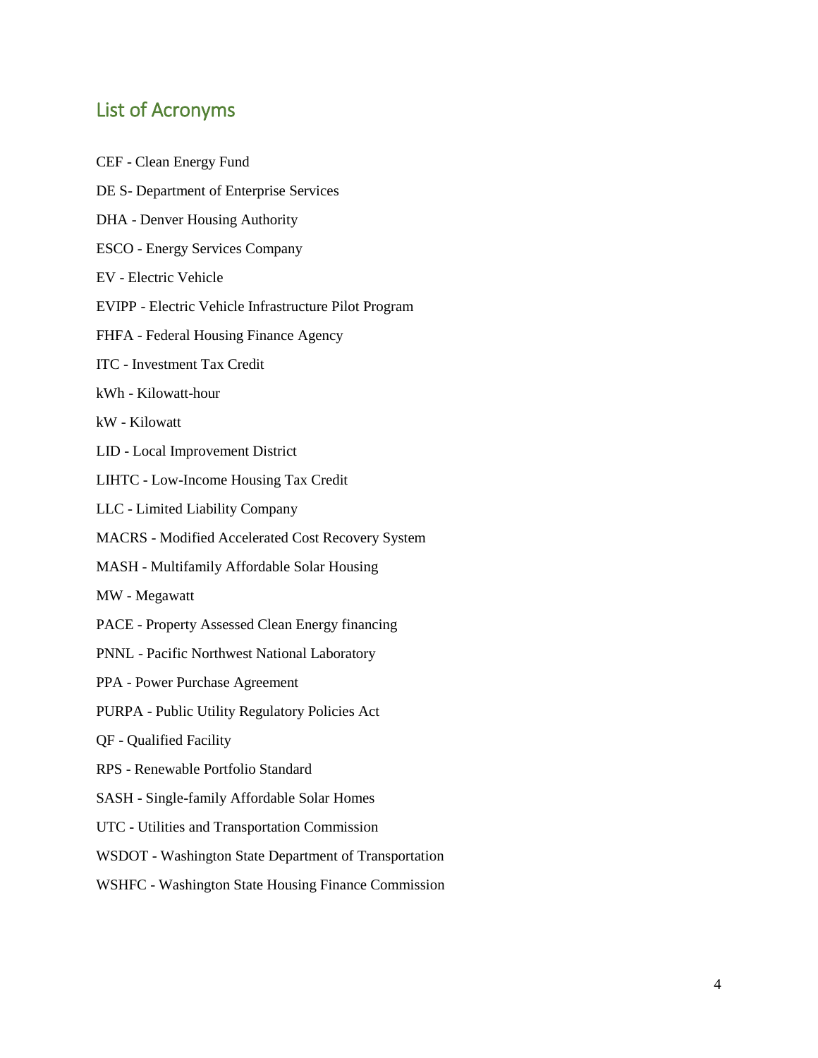## List of Acronyms

CEF - Clean Energy Fund

DE S- Department of Enterprise Services

DHA - Denver Housing Authority

ESCO - Energy Services Company

EV - Electric Vehicle

EVIPP - Electric Vehicle Infrastructure Pilot Program

FHFA - Federal Housing Finance Agency

ITC - Investment Tax Credit

kWh - Kilowatt-hour

kW - Kilowatt

LID - Local Improvement District

LIHTC - Low-Income Housing Tax Credit

LLC - Limited Liability Company

MACRS - Modified Accelerated Cost Recovery System

MASH - Multifamily Affordable Solar Housing

MW - Megawatt

PACE - Property Assessed Clean Energy financing

PNNL - Pacific Northwest National Laboratory

PPA - Power Purchase Agreement

PURPA - Public Utility Regulatory Policies Act

QF - Qualified Facility

RPS - Renewable Portfolio Standard

SASH - Single-family Affordable Solar Homes

UTC - Utilities and Transportation Commission

WSDOT - Washington State Department of Transportation

WSHFC - Washington State Housing Finance Commission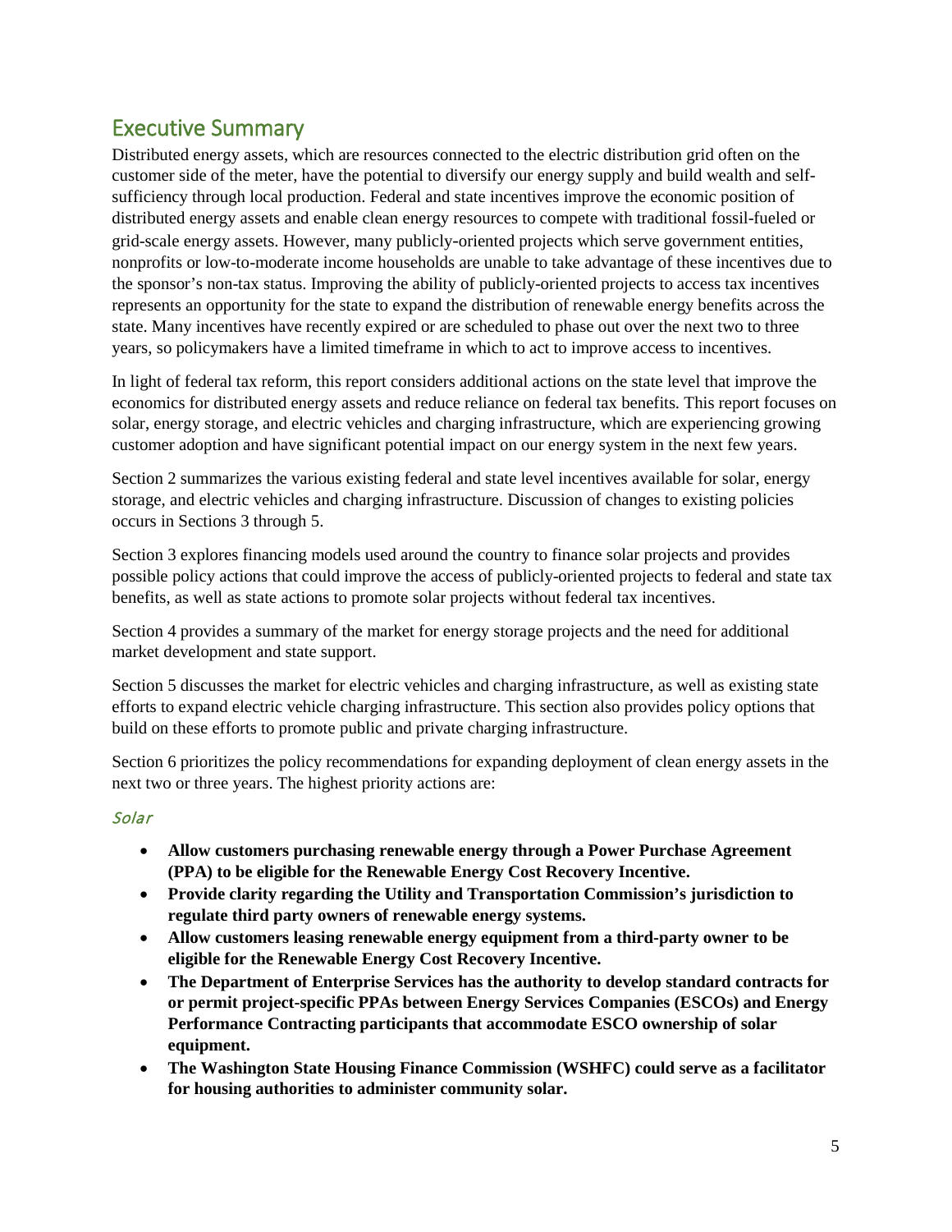## Executive Summary

Distributed energy assets, which are resources connected to the electric distribution grid often on the customer side of the meter, have the potential to diversify our energy supply and build wealth and self-sufficiency through local production. Federal and state incentives improve the economic position of distributed energy assets and enable clean energy resources to compete with traditional fossil-fueled or grid-scale energy assets. However, many publicly-oriented projects which serve government entities, nonprofits or low-to-moderate income households are unable to take advantage of these incentives due to the sponsor's non-tax status. Improving the ability of publicly-oriented projects to access tax incentives represents an opportunity for the state to expand the distribution of renewable energy benefits across the state. Many incentives have recently expired or are scheduled to phase out over the next two to three years, so policymakers have a limited timeframe in which to act to improve access to incentives.

In light of federal tax reform, this report considers additional actions on the state level that improve the economics for distributed energy assets and reduce reliance on federal tax benefits. This report focuses on solar, energy storage, and electric vehicles and charging infrastructure, which are experiencing growing customer adoption and have significant potential impact on our energy system in the next few years.

Section 2 summarizes the various existing federal and state level incentives available for solar, energy storage, and electric vehicles and charging infrastructure. Discussion of changes to existing policies occurs in Sections 3 through 5.

Section 3 explores financing models used around the country to finance solar projects and provides possible policy actions that could improve the access of publicly-oriented projects to federal and state tax benefits, as well as state actions to promote solar projects without federal tax incentives.

Section 4 provides a summary of the market for energy storage projects and the need for additional market development and state support.

Section 5 discusses the market for electric vehicles and charging infrastructure, as well as existing state efforts to expand electric vehicle charging infrastructure. This section also provides policy options that build on these efforts to promote public and private charging infrastructure.

Section 6 prioritizes the policy recommendations for expanding deployment of clean energy assets in the next two or three years. The highest priority actions are:

### *Solar*

- **Allow customers purchasing renewable energy through a Power Purchase Agreement (PPA) to be eligible for the Renewable Energy Cost Recovery Incentive.**
- **Provide clarity regarding the Utility and Transportation Commission's jurisdiction to regulate third party owners of renewable energy systems.**
- **Allow customers leasing renewable energy equipment from a third-party owner to be eligible for the Renewable Energy Cost Recovery Incentive.**
- **The Department of Enterprise Services has the authority to develop standard contracts for or permit project-specific PPAs between Energy Services Companies (ESCOs) and Energy Performance Contracting participants that accommodate ESCO ownership of solar equipment.**
- **The Washington State Housing Finance Commission (WSHFC) could serve as a facilitator for housing authorities to administer community solar.**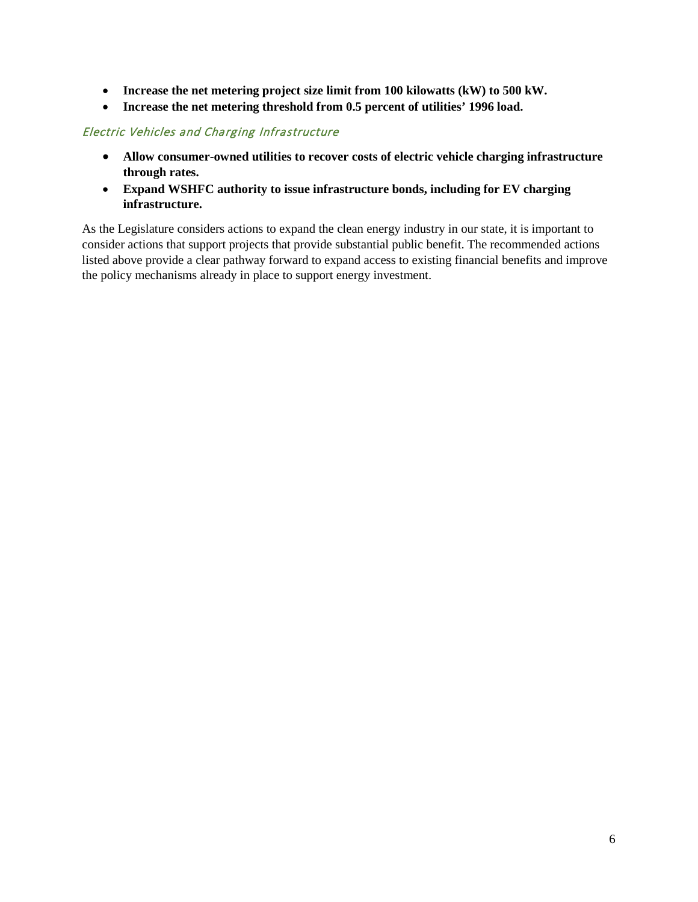- **Increase the net metering project size limit from 100 kilowatts (kW) to 500 kW.**
- **Increase the net metering threshold from 0.5 percent of utilities' 1996 load.**

### *Electric Vehicles and Charging Infrastructure*

- **Allow consumer-owned utilities to recover costs of electric vehicle charging infrastructure through rates.**
- **Expand WSHFC authority to issue infrastructure bonds, including for EV charging infrastructure.**

As the Legislature considers actions to expand the clean energy industry in our state, it is important to consider actions that support projects that provide substantial public benefit. The recommended actions listed above provide a clear pathway forward to expand access to existing financial benefits and improve the policy mechanisms already in place to support energy investment.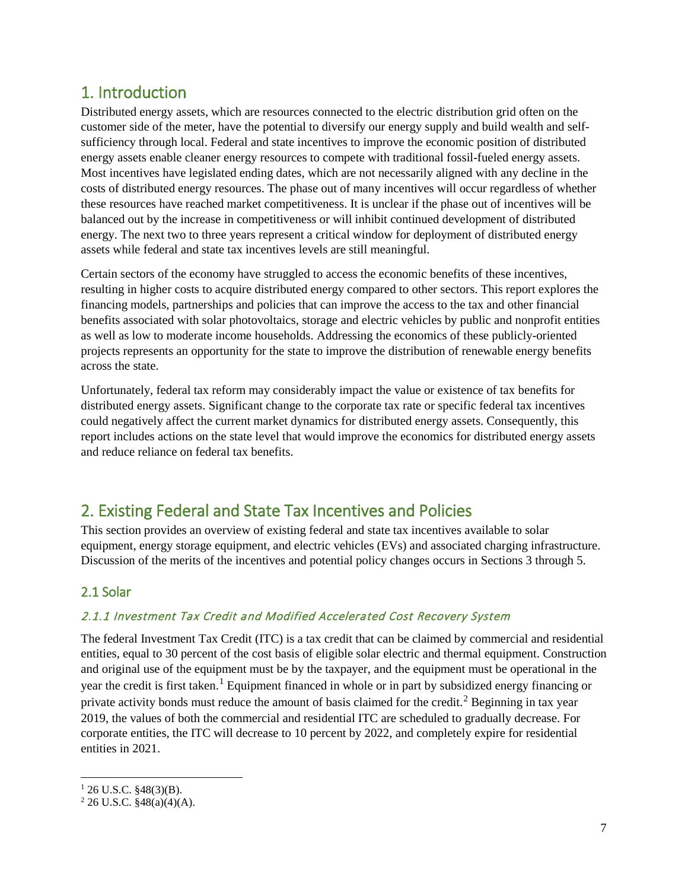# 1. Introduction

Distributed energy assets, which are resources connected to the electric distribution grid often on the customer side of the meter, have the potential to diversify our energy supply and build wealth and self-sufficiency through local. Federal and state incentives to improve the economic position of distributed energy assets enable cleaner energy resources to compete with traditional fossil-fueled energy assets. Most incentives have legislated ending dates, which are not necessarily aligned with any decline in the costs of distributed energy resources. The phase out of many incentives will occur regardless of whether these resources have reached market competitiveness. It is unclear if the phase out of incentives will be balanced out by the increase in competitiveness or will inhibit continued development of distributed energy. The next two to three years represent a critical window for deployment of distributed energy assets while federal and state tax incentives levels are still meaningful.

Certain sectors of the economy have struggled to access the economic benefits of these incentives, resulting in higher costs to acquire distributed energy compared to other sectors. This report explores the financing models, partnerships and policies that can improve the access to the tax and other financial benefits associated with solar photovoltaics, storage and electric vehicles by public and nonprofit entities as well as low to moderate income households. Addressing the economics of these publicly-oriented projects represents an opportunity for the state to improve the distribution of renewable energy benefits across the state.

Unfortunately, federal tax reform may considerably impact the value or existence of tax benefits for distributed energy assets. Significant change to the corporate tax rate or specific federal tax incentives could negatively affect the current market dynamics for distributed energy assets. Consequently, this report includes actions on the state level that would improve the economics for distributed energy assets and reduce reliance on federal tax benefits.

# 2. Existing Federal and State Tax Incentives and Policies

This section provides an overview of existing federal and state tax incentives available to solar equipment, energy storage equipment, and electric vehicles (EVs) and associated charging infrastructure. Discussion of the merits of the incentives and potential policy changes occurs in Sections 3 through 5.

## 2.1 Solar

### *2.1.1 Investment Tax Credit and Modified Accelerated Cost Recovery System*

The federal Investment Tax Credit (ITC) is a tax credit that can be claimed by commercial and residential entities, equal to 30 percent of the cost basis of eligible solar electric and thermal equipment. Construction and original use of the equipment must be by the taxpayer, and the equipment must be operational in the year the credit is first taken.[1] Equipment financed in whole or in part by subsidized energy financing or private activity bonds must reduce the amount of basis claimed for the credit.[2] Beginning in tax year 2019, the values of both the commercial and residential ITC are scheduled to gradually decrease. For corporate entities, the ITC will decrease to 10 percent by 2022, and completely expire for residential entities in 2021.

[1] 26 U.S.C. §48(3)(B).

[2] 26 U.S.C. §48(a)(4)(A).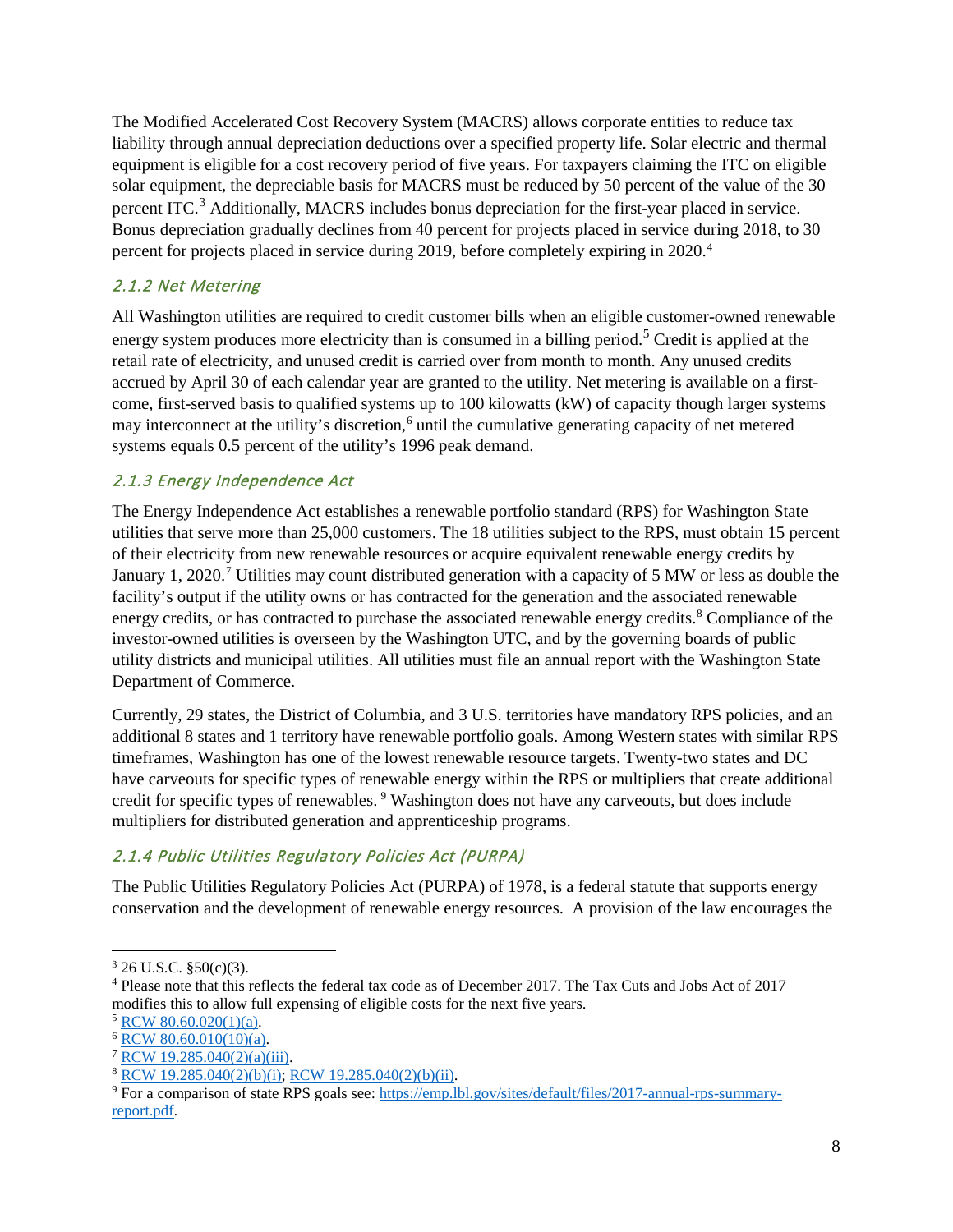The Modified Accelerated Cost Recovery System (MACRS) allows corporate entities to reduce tax liability through annual depreciation deductions over a specified property life. Solar electric and thermal equipment is eligible for a cost recovery period of five years. For taxpayers claiming the ITC on eligible solar equipment, the depreciable basis for MACRS must be reduced by 50 percent of the value of the 30 percent ITC.[3] Additionally, MACRS includes bonus depreciation for the first-year placed in service. Bonus depreciation gradually declines from 40 percent for projects placed in service during 2018, to 30 percent for projects placed in service during 2019, before completely expiring in 2020.[4]

### 2.1.2 Net Metering

All Washington utilities are required to credit customer bills when an eligible customer-owned renewable energy system produces more electricity than is consumed in a billing period.[5] Credit is applied at the retail rate of electricity, and unused credit is carried over from month to month. Any unused credits accrued by April 30 of each calendar year are granted to the utility. Net metering is available on a first-come, first-served basis to qualified systems up to 100 kilowatts (kW) of capacity though larger systems may interconnect at the utility's discretion,[6] until the cumulative generating capacity of net metered systems equals 0.5 percent of the utility's 1996 peak demand.

### 2.1.3 Energy Independence Act

The Energy Independence Act establishes a renewable portfolio standard (RPS) for Washington State utilities that serve more than 25,000 customers. The 18 utilities subject to the RPS, must obtain 15 percent of their electricity from new renewable resources or acquire equivalent renewable energy credits by January 1, 2020.[7] Utilities may count distributed generation with a capacity of 5 MW or less as double the facility's output if the utility owns or has contracted for the generation and the associated renewable energy credits, or has contracted to purchase the associated renewable energy credits.[8] Compliance of the investor-owned utilities is overseen by the Washington UTC, and by the governing boards of public utility districts and municipal utilities. All utilities must file an annual report with the Washington State Department of Commerce.

Currently, 29 states, the District of Columbia, and 3 U.S. territories have mandatory RPS policies, and an additional 8 states and 1 territory have renewable portfolio goals. Among Western states with similar RPS timeframes, Washington has one of the lowest renewable resource targets. Twenty-two states and DC have carveouts for specific types of renewable energy within the RPS or multipliers that create additional credit for specific types of renewables. [9] Washington does not have any carveouts, but does include multipliers for distributed generation and apprenticeship programs.

### 2.1.4 Public Utilities Regulatory Policies Act (PURPA)

The Public Utilities Regulatory Policies Act (PURPA) of 1978, is a federal statute that supports energy conservation and the development of renewable energy resources. A provision of the law encourages the

---

[3] 26 U.S.C. §50(c)(3).

[4] Please note that this reflects the federal tax code as of December 2017. The Tax Cuts and Jobs Act of 2017 modifies this to allow full expensing of eligible costs for the next five years.

[5] RCW 80.60.020(1)(a).

[6] RCW 80.60.010(10)(a).

[7] RCW 19.285.040(2)(a)(iii).

[8] RCW 19.285.040(2)(b)(i); RCW 19.285.040(2)(b)(ii).

[9] For a comparison of state RPS goals see: https://emp.lbl.gov/sites/default/files/2017-annual-rps-summary-report.pdf.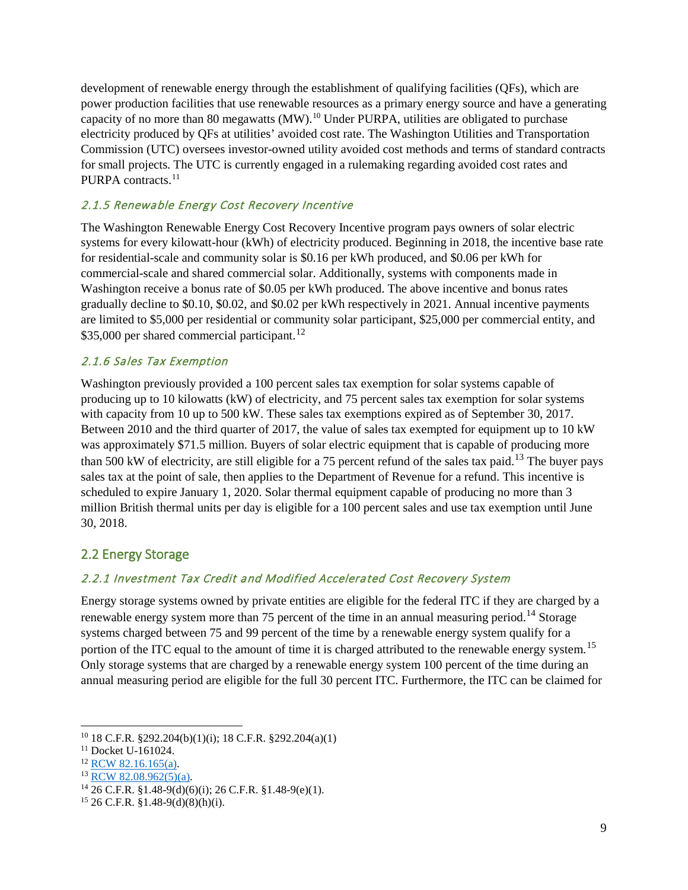development of renewable energy through the establishment of qualifying facilities (QFs), which are power production facilities that use renewable resources as a primary energy source and have a generating capacity of no more than 80 megawatts (MW).[10] Under PURPA, utilities are obligated to purchase electricity produced by QFs at utilities' avoided cost rate. The Washington Utilities and Transportation Commission (UTC) oversees investor-owned utility avoided cost methods and terms of standard contracts for small projects. The UTC is currently engaged in a rulemaking regarding avoided cost rates and PURPA contracts.[11]

#### *2.1.5 Renewable Energy Cost Recovery Incentive*

The Washington Renewable Energy Cost Recovery Incentive program pays owners of solar electric systems for every kilowatt-hour (kWh) of electricity produced. Beginning in 2018, the incentive base rate for residential-scale and community solar is $0.16 per kWh produced, and $0.06 per kWh for commercial-scale and shared commercial solar. Additionally, systems with components made in Washington receive a bonus rate of $0.05 per kWh produced. The above incentive and bonus rates gradually decline to $0.10, $0.02, and $0.02 per kWh respectively in 2021. Annual incentive payments are limited to $5,000 per residential or community solar participant, $25,000 per commercial entity, and $35,000 per shared commercial participant.[12]

#### *2.1.6 Sales Tax Exemption*

Washington previously provided a 100 percent sales tax exemption for solar systems capable of producing up to 10 kilowatts (kW) of electricity, and 75 percent sales tax exemption for solar systems with capacity from 10 up to 500 kW. These sales tax exemptions expired as of September 30, 2017. Between 2010 and the third quarter of 2017, the value of sales tax exempted for equipment up to 10 kW was approximately $71.5 million. Buyers of solar electric equipment that is capable of producing more than 500 kW of electricity, are still eligible for a 75 percent refund of the sales tax paid.[13] The buyer pays sales tax at the point of sale, then applies to the Department of Revenue for a refund. This incentive is scheduled to expire January 1, 2020. Solar thermal equipment capable of producing no more than 3 million British thermal units per day is eligible for a 100 percent sales and use tax exemption until June 30, 2018.

### 2.2 Energy Storage

#### *2.2.1 Investment Tax Credit and Modified Accelerated Cost Recovery System*

Energy storage systems owned by private entities are eligible for the federal ITC if they are charged by a renewable energy system more than 75 percent of the time in an annual measuring period.[14] Storage systems charged between 75 and 99 percent of the time by a renewable energy system qualify for a portion of the ITC equal to the amount of time it is charged attributed to the renewable energy system.[15] Only storage systems that are charged by a renewable energy system 100 percent of the time during an annual measuring period are eligible for the full 30 percent ITC. Furthermore, the ITC can be claimed for

---

[10] 18 C.F.R. §292.204(b)(1)(i); 18 C.F.R. §292.204(a)(1)

[11] Docket U-161024.

[12] RCW 82.16.165(a).

[13] RCW 82.08.962(5)(a).

[14] 26 C.F.R. §1.48-9(d)(6)(i); 26 C.F.R. §1.48-9(e)(1).

[15] 26 C.F.R. §1.48-9(d)(8)(h)(i).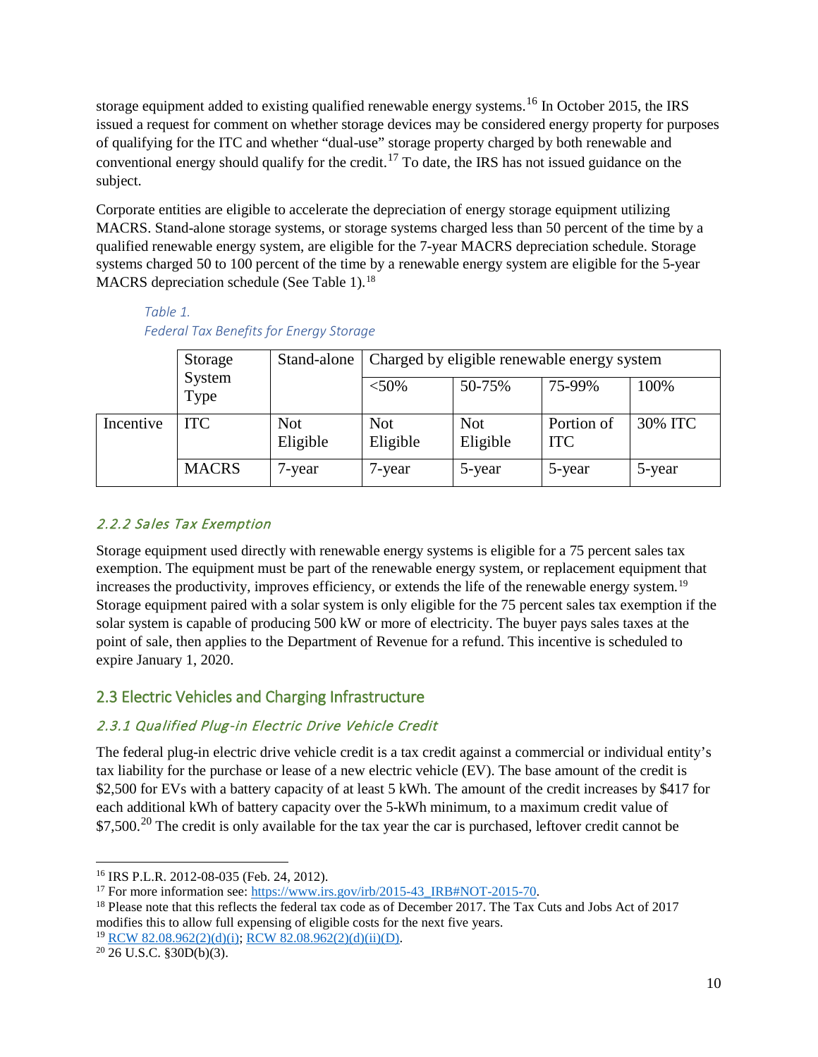storage equipment added to existing qualified renewable energy systems.[16] In October 2015, the IRS issued a request for comment on whether storage devices may be considered energy property for purposes of qualifying for the ITC and whether "dual-use" storage property charged by both renewable and conventional energy should qualify for the credit.[17] To date, the IRS has not issued guidance on the subject.

Corporate entities are eligible to accelerate the depreciation of energy storage equipment utilizing MACRS. Stand-alone storage systems, or storage systems charged less than 50 percent of the time by a qualified renewable energy system, are eligible for the 7-year MACRS depreciation schedule. Storage systems charged 50 to 100 percent of the time by a renewable energy system are eligible for the 5-year MACRS depreciation schedule (See Table 1).[18]

*Table 1.*
*Federal Tax Benefits for Energy Storage*

| | Storage System Type | Stand-alone | Charged by eligible renewable energy system | | | |
|---|---|---|---|---|---|---|
| | | | <50% | 50-75% | 75-99% | 100% |
| Incentive | ITC | Not Eligible | Not Eligible | Not Eligible | Portion of ITC | 30% ITC |
| | MACRS | 7-year | 7-year | 5-year | 5-year | 5-year |

### *2.2.2 Sales Tax Exemption*

Storage equipment used directly with renewable energy systems is eligible for a 75 percent sales tax exemption. The equipment must be part of the renewable energy system, or replacement equipment that increases the productivity, improves efficiency, or extends the life of the renewable energy system.[19] Storage equipment paired with a solar system is only eligible for the 75 percent sales tax exemption if the solar system is capable of producing 500 kW or more of electricity. The buyer pays sales taxes at the point of sale, then applies to the Department of Revenue for a refund. This incentive is scheduled to expire January 1, 2020.

## 2.3 Electric Vehicles and Charging Infrastructure

### *2.3.1 Qualified Plug-in Electric Drive Vehicle Credit*

The federal plug-in electric drive vehicle credit is a tax credit against a commercial or individual entity's tax liability for the purchase or lease of a new electric vehicle (EV). The base amount of the credit is $2,500 for EVs with a battery capacity of at least 5 kWh. The amount of the credit increases by $417 for each additional kWh of battery capacity over the 5-kWh minimum, to a maximum credit value of $7,500.[20] The credit is only available for the tax year the car is purchased, leftover credit cannot be

---

[16] IRS P.L.R. 2012-08-035 (Feb. 24, 2012).

[17] For more information see: https://www.irs.gov/irb/2015-43_IRB#NOT-2015-70.

[18] Please note that this reflects the federal tax code as of December 2017. The Tax Cuts and Jobs Act of 2017 modifies this to allow full expensing of eligible costs for the next five years.

[19] RCW 82.08.962(2)(d)(i); RCW 82.08.962(2)(d)(ii)(D).

[20] 26 U.S.C. §30D(b)(3).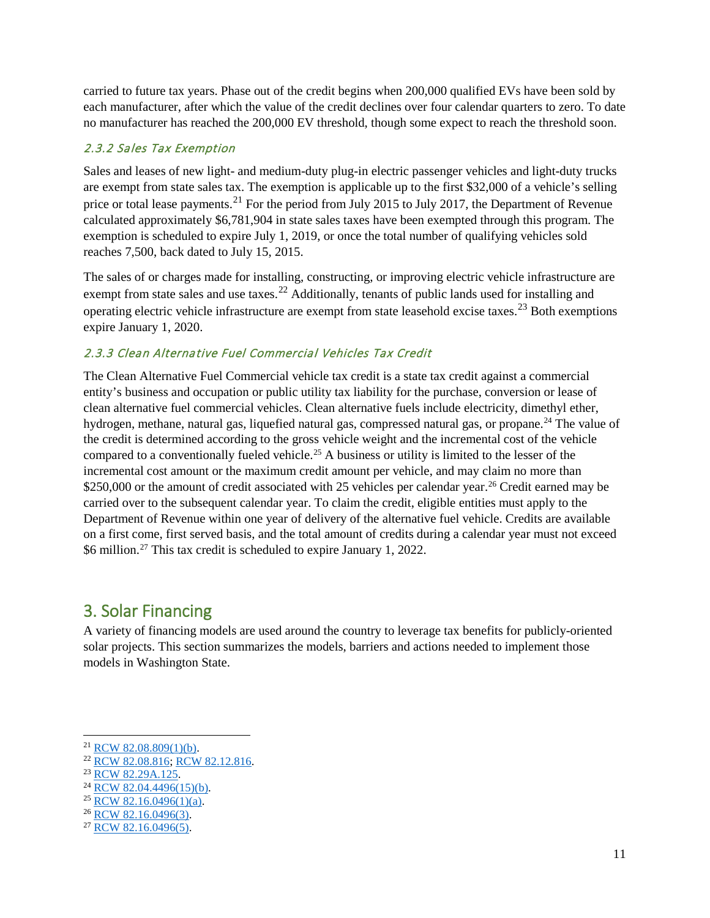carried to future tax years. Phase out of the credit begins when 200,000 qualified EVs have been sold by each manufacturer, after which the value of the credit declines over four calendar quarters to zero. To date no manufacturer has reached the 200,000 EV threshold, though some expect to reach the threshold soon.

### *2.3.2 Sales Tax Exemption*

Sales and leases of new light- and medium-duty plug-in electric passenger vehicles and light-duty trucks are exempt from state sales tax. The exemption is applicable up to the first $32,000 of a vehicle's selling price or total lease payments.[21] For the period from July 2015 to July 2017, the Department of Revenue calculated approximately $6,781,904 in state sales taxes have been exempted through this program. The exemption is scheduled to expire July 1, 2019, or once the total number of qualifying vehicles sold reaches 7,500, back dated to July 15, 2015.

The sales of or charges made for installing, constructing, or improving electric vehicle infrastructure are exempt from state sales and use taxes.[22] Additionally, tenants of public lands used for installing and operating electric vehicle infrastructure are exempt from state leasehold excise taxes.[23] Both exemptions expire January 1, 2020.

### *2.3.3 Clean Alternative Fuel Commercial Vehicles Tax Credit*

The Clean Alternative Fuel Commercial vehicle tax credit is a state tax credit against a commercial entity's business and occupation or public utility tax liability for the purchase, conversion or lease of clean alternative fuel commercial vehicles. Clean alternative fuels include electricity, dimethyl ether, hydrogen, methane, natural gas, liquefied natural gas, compressed natural gas, or propane.[24] The value of the credit is determined according to the gross vehicle weight and the incremental cost of the vehicle compared to a conventionally fueled vehicle.[25] A business or utility is limited to the lesser of the incremental cost amount or the maximum credit amount per vehicle, and may claim no more than $250,000 or the amount of credit associated with 25 vehicles per calendar year.[26] Credit earned may be carried over to the subsequent calendar year. To claim the credit, eligible entities must apply to the Department of Revenue within one year of delivery of the alternative fuel vehicle. Credits are available on a first come, first served basis, and the total amount of credits during a calendar year must not exceed $6 million.[27] This tax credit is scheduled to expire January 1, 2022.

## 3. Solar Financing

A variety of financing models are used around the country to leverage tax benefits for publicly-oriented solar projects. This section summarizes the models, barriers and actions needed to implement those models in Washington State.

---

[21] RCW 82.08.809(1)(b).
[22] RCW 82.08.816; RCW 82.12.816.
[23] RCW 82.29A.125.
[24] RCW 82.04.4496(15)(b).
[25] RCW 82.16.0496(1)(a).
[26] RCW 82.16.0496(3).
[27] RCW 82.16.0496(5).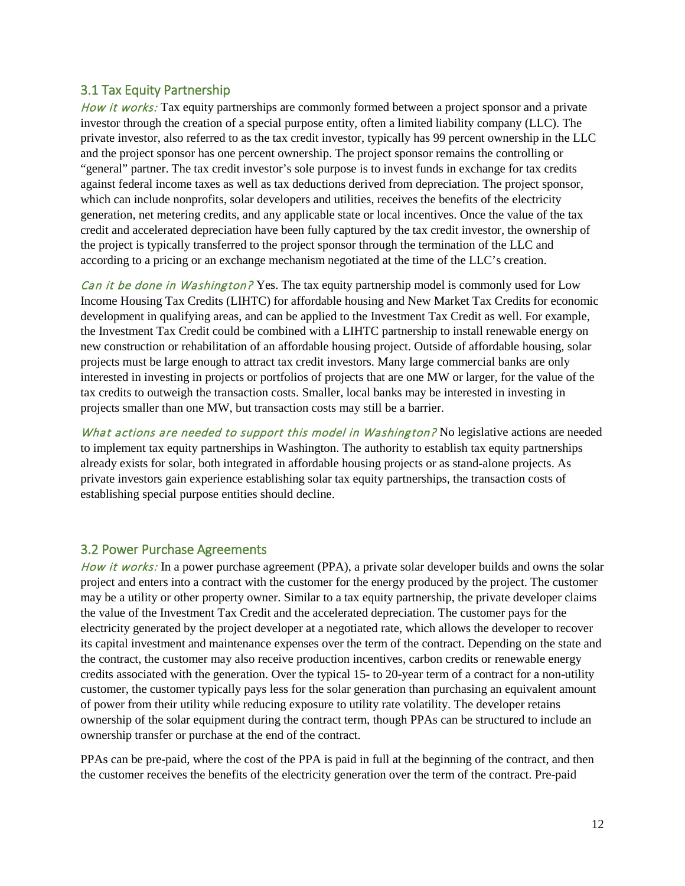## 3.1 Tax Equity Partnership

*How it works:* Tax equity partnerships are commonly formed between a project sponsor and a private investor through the creation of a special purpose entity, often a limited liability company (LLC). The private investor, also referred to as the tax credit investor, typically has 99 percent ownership in the LLC and the project sponsor has one percent ownership. The project sponsor remains the controlling or "general" partner. The tax credit investor's sole purpose is to invest funds in exchange for tax credits against federal income taxes as well as tax deductions derived from depreciation. The project sponsor, which can include nonprofits, solar developers and utilities, receives the benefits of the electricity generation, net metering credits, and any applicable state or local incentives. Once the value of the tax credit and accelerated depreciation have been fully captured by the tax credit investor, the ownership of the project is typically transferred to the project sponsor through the termination of the LLC and according to a pricing or an exchange mechanism negotiated at the time of the LLC's creation.

*Can it be done in Washington?* Yes. The tax equity partnership model is commonly used for Low Income Housing Tax Credits (LIHTC) for affordable housing and New Market Tax Credits for economic development in qualifying areas, and can be applied to the Investment Tax Credit as well. For example, the Investment Tax Credit could be combined with a LIHTC partnership to install renewable energy on new construction or rehabilitation of an affordable housing project. Outside of affordable housing, solar projects must be large enough to attract tax credit investors. Many large commercial banks are only interested in investing in projects or portfolios of projects that are one MW or larger, for the value of the tax credits to outweigh the transaction costs. Smaller, local banks may be interested in investing in projects smaller than one MW, but transaction costs may still be a barrier.

*What actions are needed to support this model in Washington?* No legislative actions are needed to implement tax equity partnerships in Washington. The authority to establish tax equity partnerships already exists for solar, both integrated in affordable housing projects or as stand-alone projects. As private investors gain experience establishing solar tax equity partnerships, the transaction costs of establishing special purpose entities should decline.

## 3.2 Power Purchase Agreements

*How it works:* In a power purchase agreement (PPA), a private solar developer builds and owns the solar project and enters into a contract with the customer for the energy produced by the project. The customer may be a utility or other property owner. Similar to a tax equity partnership, the private developer claims the value of the Investment Tax Credit and the accelerated depreciation. The customer pays for the electricity generated by the project developer at a negotiated rate, which allows the developer to recover its capital investment and maintenance expenses over the term of the contract. Depending on the state and the contract, the customer may also receive production incentives, carbon credits or renewable energy credits associated with the generation. Over the typical 15- to 20-year term of a contract for a non-utility customer, the customer typically pays less for the solar generation than purchasing an equivalent amount of power from their utility while reducing exposure to utility rate volatility. The developer retains ownership of the solar equipment during the contract term, though PPAs can be structured to include an ownership transfer or purchase at the end of the contract.

PPAs can be pre-paid, where the cost of the PPA is paid in full at the beginning of the contract, and then the customer receives the benefits of the electricity generation over the term of the contract. Pre-paid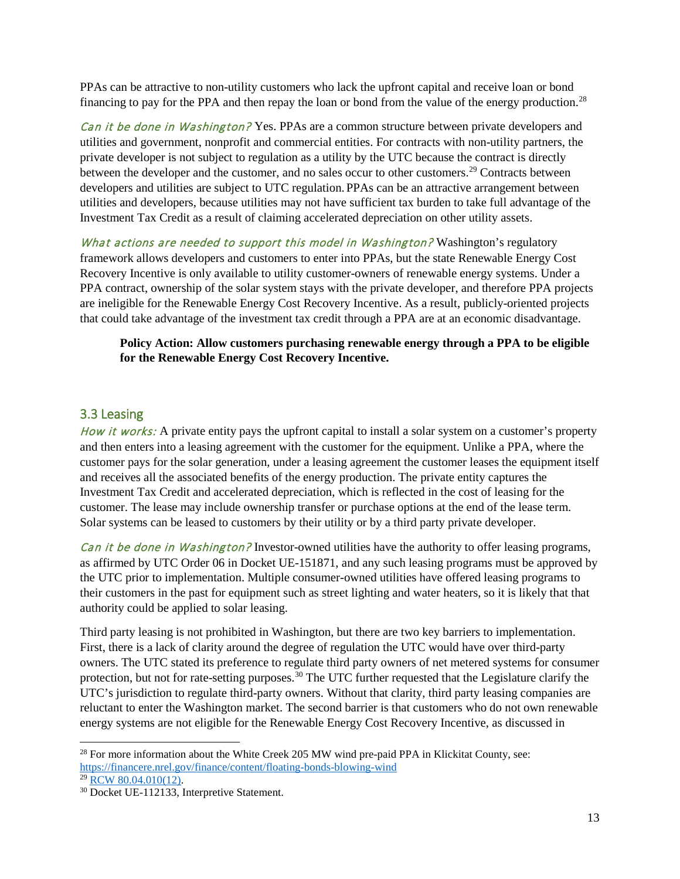PPAs can be attractive to non-utility customers who lack the upfront capital and receive loan or bond financing to pay for the PPA and then repay the loan or bond from the value of the energy production.[28]

*Can it be done in Washington?* Yes. PPAs are a common structure between private developers and utilities and government, nonprofit and commercial entities. For contracts with non-utility partners, the private developer is not subject to regulation as a utility by the UTC because the contract is directly between the developer and the customer, and no sales occur to other customers.[29] Contracts between developers and utilities are subject to UTC regulation. PPAs can be an attractive arrangement between utilities and developers, because utilities may not have sufficient tax burden to take full advantage of the Investment Tax Credit as a result of claiming accelerated depreciation on other utility assets.

*What actions are needed to support this model in Washington?* Washington's regulatory framework allows developers and customers to enter into PPAs, but the state Renewable Energy Cost Recovery Incentive is only available to utility customer-owners of renewable energy systems. Under a PPA contract, ownership of the solar system stays with the private developer, and therefore PPA projects are ineligible for the Renewable Energy Cost Recovery Incentive. As a result, publicly-oriented projects that could take advantage of the investment tax credit through a PPA are at an economic disadvantage.

> **Policy Action: Allow customers purchasing renewable energy through a PPA to be eligible for the Renewable Energy Cost Recovery Incentive.**

## 3.3 Leasing

*How it works:* A private entity pays the upfront capital to install a solar system on a customer's property and then enters into a leasing agreement with the customer for the equipment. Unlike a PPA, where the customer pays for the solar generation, under a leasing agreement the customer leases the equipment itself and receives all the associated benefits of the energy production. The private entity captures the Investment Tax Credit and accelerated depreciation, which is reflected in the cost of leasing for the customer. The lease may include ownership transfer or purchase options at the end of the lease term. Solar systems can be leased to customers by their utility or by a third party private developer.

*Can it be done in Washington?* Investor-owned utilities have the authority to offer leasing programs, as affirmed by UTC Order 06 in Docket UE-151871, and any such leasing programs must be approved by the UTC prior to implementation. Multiple consumer-owned utilities have offered leasing programs to their customers in the past for equipment such as street lighting and water heaters, so it is likely that that authority could be applied to solar leasing.

Third party leasing is not prohibited in Washington, but there are two key barriers to implementation. First, there is a lack of clarity around the degree of regulation the UTC would have over third-party owners. The UTC stated its preference to regulate third party owners of net metered systems for consumer protection, but not for rate-setting purposes.[30] The UTC further requested that the Legislature clarify the UTC's jurisdiction to regulate third-party owners. Without that clarity, third party leasing companies are reluctant to enter the Washington market. The second barrier is that customers who do not own renewable energy systems are not eligible for the Renewable Energy Cost Recovery Incentive, as discussed in

---

[28] For more information about the White Creek 205 MW wind pre-paid PPA in Klickitat County, see: https://financere.nrel.gov/finance/content/floating-bonds-blowing-wind

[29] RCW 80.04.010(12).

[30] Docket UE-112133, Interpretive Statement.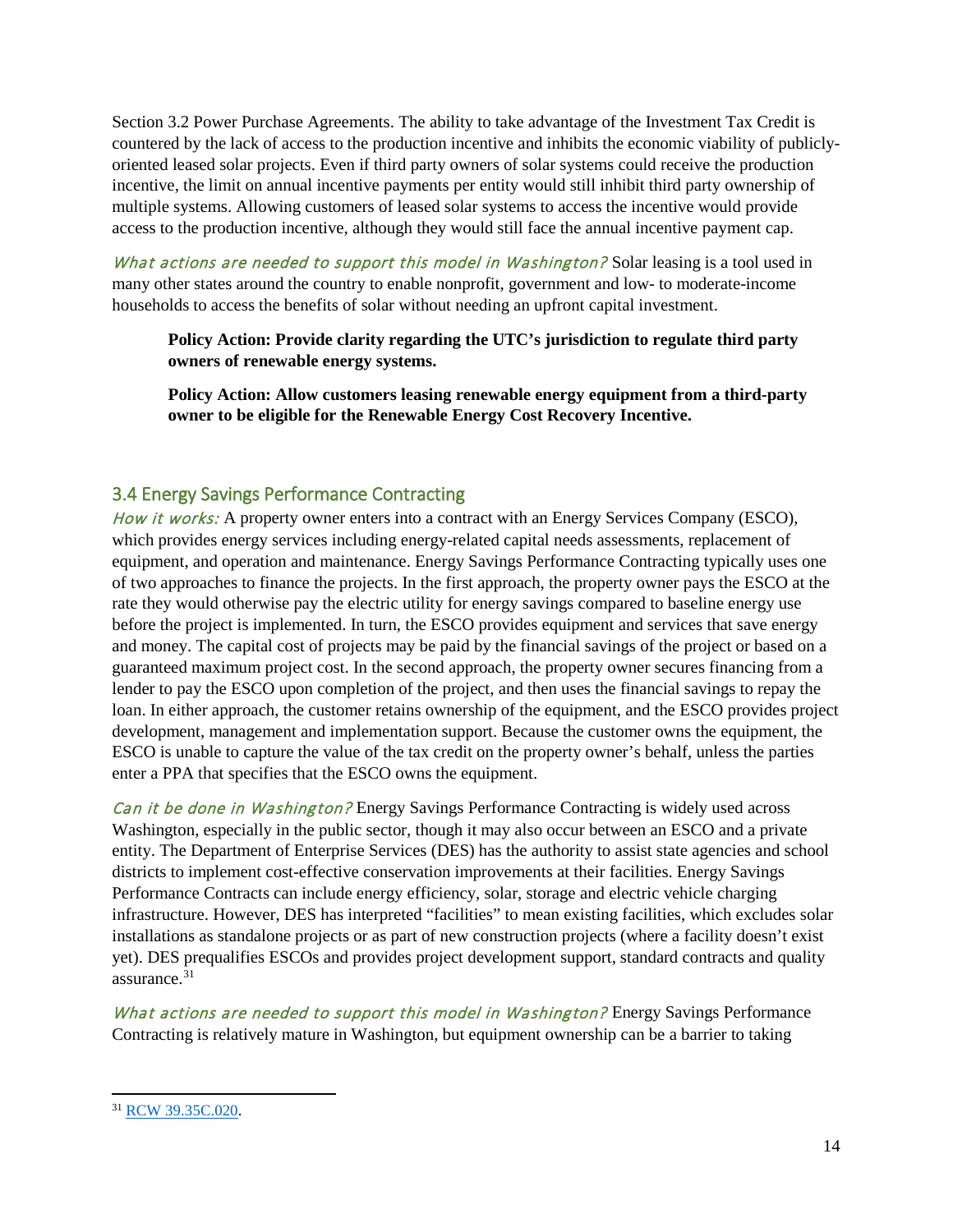Section 3.2 Power Purchase Agreements. The ability to take advantage of the Investment Tax Credit is countered by the lack of access to the production incentive and inhibits the economic viability of publicly-oriented leased solar projects. Even if third party owners of solar systems could receive the production incentive, the limit on annual incentive payments per entity would still inhibit third party ownership of multiple systems. Allowing customers of leased solar systems to access the incentive would provide access to the production incentive, although they would still face the annual incentive payment cap.

*What actions are needed to support this model in Washington?* Solar leasing is a tool used in many other states around the country to enable nonprofit, government and low- to moderate-income households to access the benefits of solar without needing an upfront capital investment.

> **Policy Action: Provide clarity regarding the UTC's jurisdiction to regulate third party owners of renewable energy systems.**
>
> **Policy Action: Allow customers leasing renewable energy equipment from a third-party owner to be eligible for the Renewable Energy Cost Recovery Incentive.**

## 3.4 Energy Savings Performance Contracting

*How it works:* A property owner enters into a contract with an Energy Services Company (ESCO), which provides energy services including energy-related capital needs assessments, replacement of equipment, and operation and maintenance. Energy Savings Performance Contracting typically uses one of two approaches to finance the projects. In the first approach, the property owner pays the ESCO at the rate they would otherwise pay the electric utility for energy savings compared to baseline energy use before the project is implemented. In turn, the ESCO provides equipment and services that save energy and money. The capital cost of projects may be paid by the financial savings of the project or based on a guaranteed maximum project cost. In the second approach, the property owner secures financing from a lender to pay the ESCO upon completion of the project, and then uses the financial savings to repay the loan. In either approach, the customer retains ownership of the equipment, and the ESCO provides project development, management and implementation support. Because the customer owns the equipment, the ESCO is unable to capture the value of the tax credit on the property owner's behalf, unless the parties enter a PPA that specifies that the ESCO owns the equipment.

*Can it be done in Washington?* Energy Savings Performance Contracting is widely used across Washington, especially in the public sector, though it may also occur between an ESCO and a private entity. The Department of Enterprise Services (DES) has the authority to assist state agencies and school districts to implement cost-effective conservation improvements at their facilities. Energy Savings Performance Contracts can include energy efficiency, solar, storage and electric vehicle charging infrastructure. However, DES has interpreted "facilities" to mean existing facilities, which excludes solar installations as standalone projects or as part of new construction projects (where a facility doesn't exist yet). DES prequalifies ESCOs and provides project development support, standard contracts and quality assurance.[31]

*What actions are needed to support this model in Washington?* Energy Savings Performance Contracting is relatively mature in Washington, but equipment ownership can be a barrier to taking

---

[31] RCW 39.35C.020.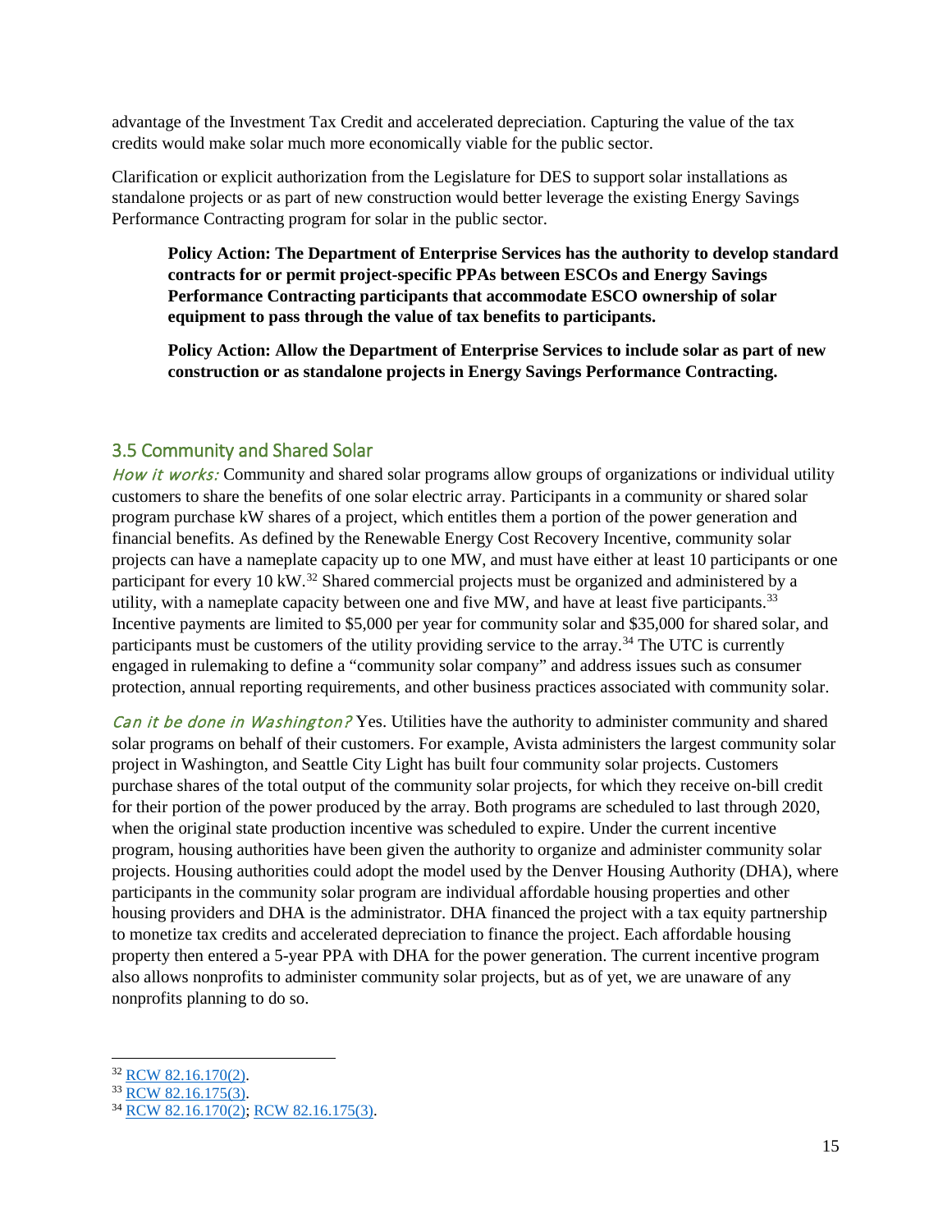advantage of the Investment Tax Credit and accelerated depreciation. Capturing the value of the tax credits would make solar much more economically viable for the public sector.

Clarification or explicit authorization from the Legislature for DES to support solar installations as standalone projects or as part of new construction would better leverage the existing Energy Savings Performance Contracting program for solar in the public sector.

> **Policy Action: The Department of Enterprise Services has the authority to develop standard contracts for or permit project-specific PPAs between ESCOs and Energy Savings Performance Contracting participants that accommodate ESCO ownership of solar equipment to pass through the value of tax benefits to participants.**
>
> **Policy Action: Allow the Department of Enterprise Services to include solar as part of new construction or as standalone projects in Energy Savings Performance Contracting.**

## 3.5 Community and Shared Solar

*How it works:* Community and shared solar programs allow groups of organizations or individual utility customers to share the benefits of one solar electric array. Participants in a community or shared solar program purchase kW shares of a project, which entitles them a portion of the power generation and financial benefits. As defined by the Renewable Energy Cost Recovery Incentive, community solar projects can have a nameplate capacity up to one MW, and must have either at least 10 participants or one participant for every 10 kW.[32] Shared commercial projects must be organized and administered by a utility, with a nameplate capacity between one and five MW, and have at least five participants.[33] Incentive payments are limited to $5,000 per year for community solar and $35,000 for shared solar, and participants must be customers of the utility providing service to the array.[34] The UTC is currently engaged in rulemaking to define a "community solar company" and address issues such as consumer protection, annual reporting requirements, and other business practices associated with community solar.

*Can it be done in Washington?* Yes. Utilities have the authority to administer community and shared solar programs on behalf of their customers. For example, Avista administers the largest community solar project in Washington, and Seattle City Light has built four community solar projects. Customers purchase shares of the total output of the community solar projects, for which they receive on-bill credit for their portion of the power produced by the array. Both programs are scheduled to last through 2020, when the original state production incentive was scheduled to expire. Under the current incentive program, housing authorities have been given the authority to organize and administer community solar projects. Housing authorities could adopt the model used by the Denver Housing Authority (DHA), where participants in the community solar program are individual affordable housing properties and other housing providers and DHA is the administrator. DHA financed the project with a tax equity partnership to monetize tax credits and accelerated depreciation to finance the project. Each affordable housing property then entered a 5-year PPA with DHA for the power generation. The current incentive program also allows nonprofits to administer community solar projects, but as of yet, we are unaware of any nonprofits planning to do so.

---

[32] RCW 82.16.170(2).

[33] RCW 82.16.175(3).

[34] RCW 82.16.170(2); RCW 82.16.175(3).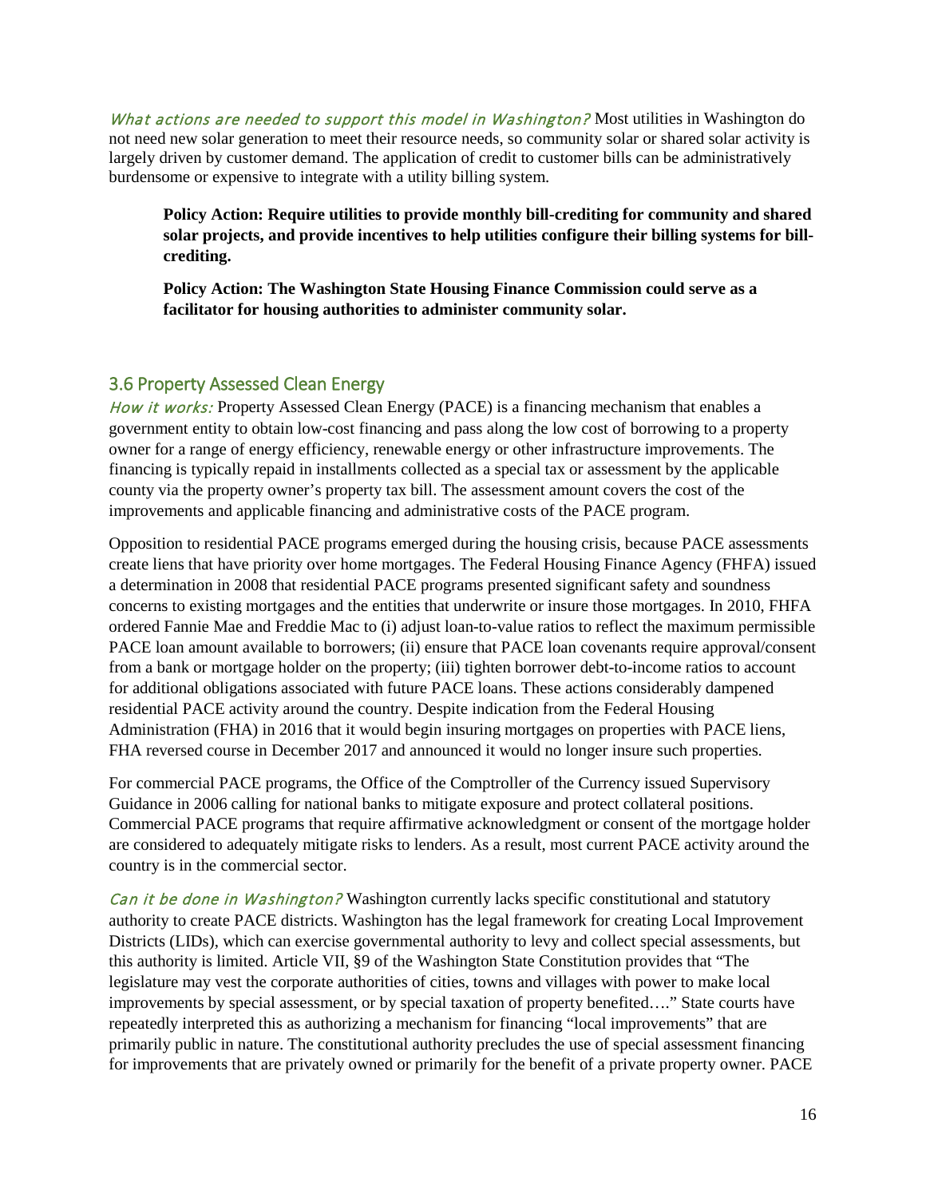*What actions are needed to support this model in Washington?* Most utilities in Washington do not need new solar generation to meet their resource needs, so community solar or shared solar activity is largely driven by customer demand. The application of credit to customer bills can be administratively burdensome or expensive to integrate with a utility billing system.

> **Policy Action: Require utilities to provide monthly bill-crediting for community and shared solar projects, and provide incentives to help utilities configure their billing systems for bill-crediting.**
>
> **Policy Action: The Washington State Housing Finance Commission could serve as a facilitator for housing authorities to administer community solar.**

## 3.6 Property Assessed Clean Energy

*How it works:* Property Assessed Clean Energy (PACE) is a financing mechanism that enables a government entity to obtain low-cost financing and pass along the low cost of borrowing to a property owner for a range of energy efficiency, renewable energy or other infrastructure improvements. The financing is typically repaid in installments collected as a special tax or assessment by the applicable county via the property owner's property tax bill. The assessment amount covers the cost of the improvements and applicable financing and administrative costs of the PACE program.

Opposition to residential PACE programs emerged during the housing crisis, because PACE assessments create liens that have priority over home mortgages. The Federal Housing Finance Agency (FHFA) issued a determination in 2008 that residential PACE programs presented significant safety and soundness concerns to existing mortgages and the entities that underwrite or insure those mortgages. In 2010, FHFA ordered Fannie Mae and Freddie Mac to (i) adjust loan-to-value ratios to reflect the maximum permissible PACE loan amount available to borrowers; (ii) ensure that PACE loan covenants require approval/consent from a bank or mortgage holder on the property; (iii) tighten borrower debt-to-income ratios to account for additional obligations associated with future PACE loans. These actions considerably dampened residential PACE activity around the country. Despite indication from the Federal Housing Administration (FHA) in 2016 that it would begin insuring mortgages on properties with PACE liens, FHA reversed course in December 2017 and announced it would no longer insure such properties.

For commercial PACE programs, the Office of the Comptroller of the Currency issued Supervisory Guidance in 2006 calling for national banks to mitigate exposure and protect collateral positions. Commercial PACE programs that require affirmative acknowledgment or consent of the mortgage holder are considered to adequately mitigate risks to lenders. As a result, most current PACE activity around the country is in the commercial sector.

*Can it be done in Washington?* Washington currently lacks specific constitutional and statutory authority to create PACE districts. Washington has the legal framework for creating Local Improvement Districts (LIDs), which can exercise governmental authority to levy and collect special assessments, but this authority is limited. Article VII, §9 of the Washington State Constitution provides that "The legislature may vest the corporate authorities of cities, towns and villages with power to make local improvements by special assessment, or by special taxation of property benefited…." State courts have repeatedly interpreted this as authorizing a mechanism for financing "local improvements" that are primarily public in nature. The constitutional authority precludes the use of special assessment financing for improvements that are privately owned or primarily for the benefit of a private property owner. PACE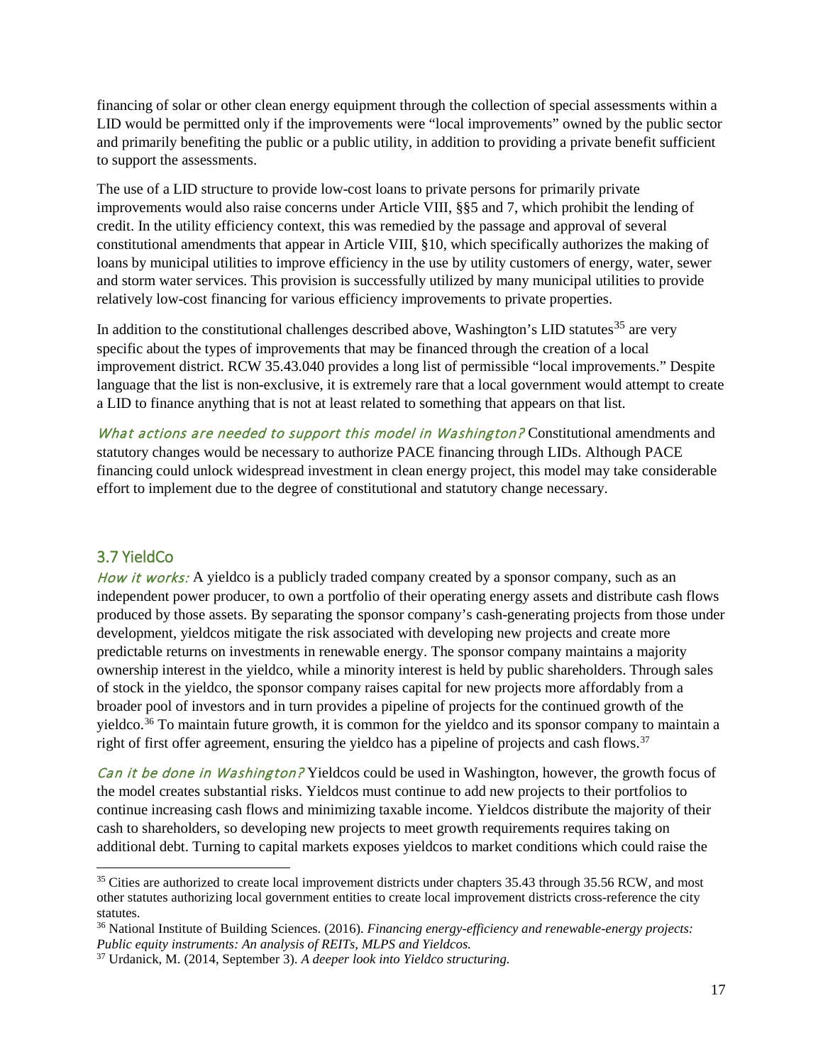financing of solar or other clean energy equipment through the collection of special assessments within a LID would be permitted only if the improvements were "local improvements" owned by the public sector and primarily benefiting the public or a public utility, in addition to providing a private benefit sufficient to support the assessments.

The use of a LID structure to provide low-cost loans to private persons for primarily private improvements would also raise concerns under Article VIII, §§5 and 7, which prohibit the lending of credit. In the utility efficiency context, this was remedied by the passage and approval of several constitutional amendments that appear in Article VIII, §10, which specifically authorizes the making of loans by municipal utilities to improve efficiency in the use by utility customers of energy, water, sewer and storm water services. This provision is successfully utilized by many municipal utilities to provide relatively low-cost financing for various efficiency improvements to private properties.

In addition to the constitutional challenges described above, Washington's LID statutes[35] are very specific about the types of improvements that may be financed through the creation of a local improvement district. RCW 35.43.040 provides a long list of permissible "local improvements." Despite language that the list is non-exclusive, it is extremely rare that a local government would attempt to create a LID to finance anything that is not at least related to something that appears on that list.

*What actions are needed to support this model in Washington?* Constitutional amendments and statutory changes would be necessary to authorize PACE financing through LIDs. Although PACE financing could unlock widespread investment in clean energy project, this model may take considerable effort to implement due to the degree of constitutional and statutory change necessary.

## 3.7 YieldCo

*How it works:* A yieldco is a publicly traded company created by a sponsor company, such as an independent power producer, to own a portfolio of their operating energy assets and distribute cash flows produced by those assets. By separating the sponsor company's cash-generating projects from those under development, yieldcos mitigate the risk associated with developing new projects and create more predictable returns on investments in renewable energy. The sponsor company maintains a majority ownership interest in the yieldco, while a minority interest is held by public shareholders. Through sales of stock in the yieldco, the sponsor company raises capital for new projects more affordably from a broader pool of investors and in turn provides a pipeline of projects for the continued growth of the yieldco.[36] To maintain future growth, it is common for the yieldco and its sponsor company to maintain a right of first offer agreement, ensuring the yieldco has a pipeline of projects and cash flows.[37]

*Can it be done in Washington?* Yieldcos could be used in Washington, however, the growth focus of the model creates substantial risks. Yieldcos must continue to add new projects to their portfolios to continue increasing cash flows and minimizing taxable income. Yieldcos distribute the majority of their cash to shareholders, so developing new projects to meet growth requirements requires taking on additional debt. Turning to capital markets exposes yieldcos to market conditions which could raise the

---

[35] Cities are authorized to create local improvement districts under chapters 35.43 through 35.56 RCW, and most other statutes authorizing local government entities to create local improvement districts cross-reference the city statutes.

[36] National Institute of Building Sciences. (2016). *Financing energy-efficiency and renewable-energy projects: Public equity instruments: An analysis of REITs, MLPS and Yieldcos.*

[37] Urdanick, M. (2014, September 3). *A deeper look into Yieldco structuring.*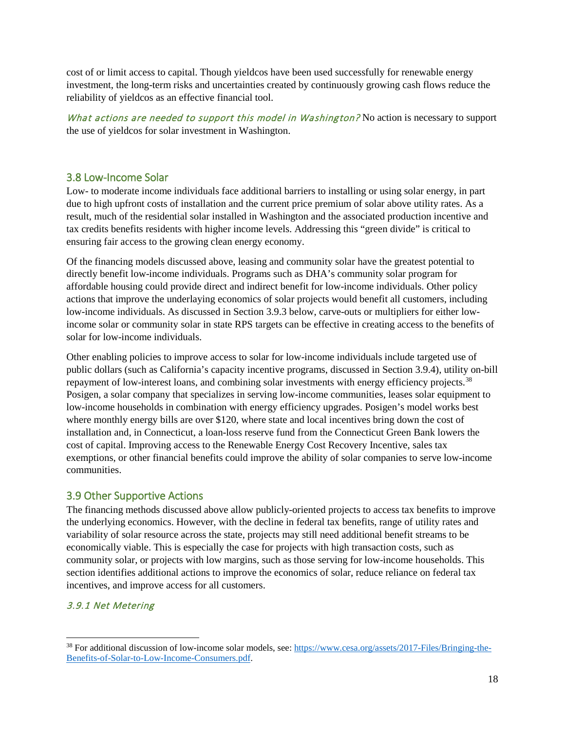cost of or limit access to capital. Though yieldcos have been used successfully for renewable energy investment, the long-term risks and uncertainties created by continuously growing cash flows reduce the reliability of yieldcos as an effective financial tool.

*What actions are needed to support this model in Washington?* No action is necessary to support the use of yieldcos for solar investment in Washington.

## 3.8 Low-Income Solar

Low- to moderate income individuals face additional barriers to installing or using solar energy, in part due to high upfront costs of installation and the current price premium of solar above utility rates. As a result, much of the residential solar installed in Washington and the associated production incentive and tax credits benefits residents with higher income levels. Addressing this "green divide" is critical to ensuring fair access to the growing clean energy economy.

Of the financing models discussed above, leasing and community solar have the greatest potential to directly benefit low-income individuals. Programs such as DHA's community solar program for affordable housing could provide direct and indirect benefit for low-income individuals. Other policy actions that improve the underlaying economics of solar projects would benefit all customers, including low-income individuals. As discussed in Section 3.9.3 below, carve-outs or multipliers for either low-income solar or community solar in state RPS targets can be effective in creating access to the benefits of solar for low-income individuals.

Other enabling policies to improve access to solar for low-income individuals include targeted use of public dollars (such as California's capacity incentive programs, discussed in Section 3.9.4), utility on-bill repayment of low-interest loans, and combining solar investments with energy efficiency projects.[38] Posigen, a solar company that specializes in serving low-income communities, leases solar equipment to low-income households in combination with energy efficiency upgrades. Posigen's model works best where monthly energy bills are over $120, where state and local incentives bring down the cost of installation and, in Connecticut, a loan-loss reserve fund from the Connecticut Green Bank lowers the cost of capital. Improving access to the Renewable Energy Cost Recovery Incentive, sales tax exemptions, or other financial benefits could improve the ability of solar companies to serve low-income communities.

## 3.9 Other Supportive Actions

The financing methods discussed above allow publicly-oriented projects to access tax benefits to improve the underlying economics. However, with the decline in federal tax benefits, range of utility rates and variability of solar resource across the state, projects may still need additional benefit streams to be economically viable. This is especially the case for projects with high transaction costs, such as community solar, or projects with low margins, such as those serving for low-income households. This section identifies additional actions to improve the economics of solar, reduce reliance on federal tax incentives, and improve access for all customers.

### *3.9.1 Net Metering*

[38] For additional discussion of low-income solar models, see: https://www.cesa.org/assets/2017-Files/Bringing-the-Benefits-of-Solar-to-Low-Income-Consumers.pdf.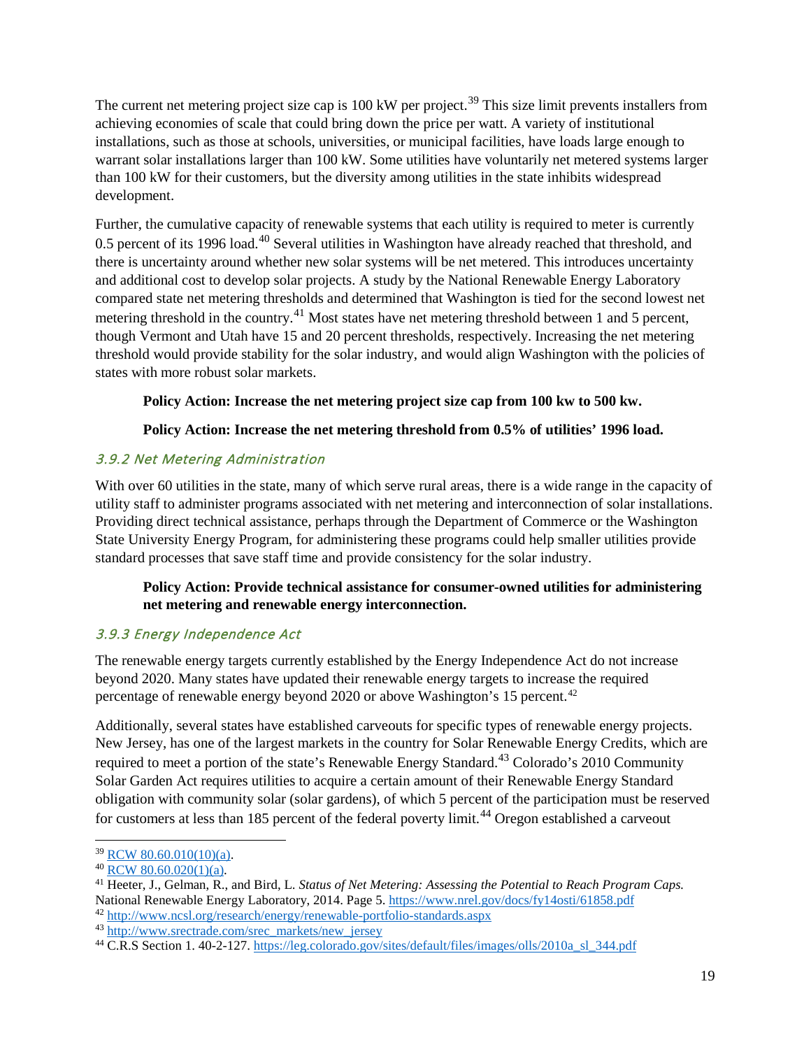The current net metering project size cap is 100 kW per project.[39] This size limit prevents installers from achieving economies of scale that could bring down the price per watt. A variety of institutional installations, such as those at schools, universities, or municipal facilities, have loads large enough to warrant solar installations larger than 100 kW. Some utilities have voluntarily net metered systems larger than 100 kW for their customers, but the diversity among utilities in the state inhibits widespread development.

Further, the cumulative capacity of renewable systems that each utility is required to meter is currently 0.5 percent of its 1996 load.[40] Several utilities in Washington have already reached that threshold, and there is uncertainty around whether new solar systems will be net metered. This introduces uncertainty and additional cost to develop solar projects. A study by the National Renewable Energy Laboratory compared state net metering thresholds and determined that Washington is tied for the second lowest net metering threshold in the country.[41] Most states have net metering threshold between 1 and 5 percent, though Vermont and Utah have 15 and 20 percent thresholds, respectively. Increasing the net metering threshold would provide stability for the solar industry, and would align Washington with the policies of states with more robust solar markets.

**Policy Action: Increase the net metering project size cap from 100 kw to 500 kw.**

**Policy Action: Increase the net metering threshold from 0.5% of utilities' 1996 load.**

### *3.9.2 Net Metering Administration*

With over 60 utilities in the state, many of which serve rural areas, there is a wide range in the capacity of utility staff to administer programs associated with net metering and interconnection of solar installations. Providing direct technical assistance, perhaps through the Department of Commerce or the Washington State University Energy Program, for administering these programs could help smaller utilities provide standard processes that save staff time and provide consistency for the solar industry.

**Policy Action: Provide technical assistance for consumer-owned utilities for administering net metering and renewable energy interconnection.**

### *3.9.3 Energy Independence Act*

The renewable energy targets currently established by the Energy Independence Act do not increase beyond 2020. Many states have updated their renewable energy targets to increase the required percentage of renewable energy beyond 2020 or above Washington's 15 percent.[42]

Additionally, several states have established carveouts for specific types of renewable energy projects. New Jersey, has one of the largest markets in the country for Solar Renewable Energy Credits, which are required to meet a portion of the state's Renewable Energy Standard.[43] Colorado's 2010 Community Solar Garden Act requires utilities to acquire a certain amount of their Renewable Energy Standard obligation with community solar (solar gardens), of which 5 percent of the participation must be reserved for customers at less than 185 percent of the federal poverty limit.[44] Oregon established a carveout

---

[39] RCW 80.60.010(10)(a).

[40] RCW 80.60.020(1)(a).

[41] Heeter, J., Gelman, R., and Bird, L. *Status of Net Metering: Assessing the Potential to Reach Program Caps.* National Renewable Energy Laboratory, 2014. Page 5. https://www.nrel.gov/docs/fy14osti/61858.pdf

[42] http://www.ncsl.org/research/energy/renewable-portfolio-standards.aspx

[43] http://www.srectrade.com/srec_markets/new_jersey

[44] C.R.S Section 1. 40-2-127. https://leg.colorado.gov/sites/default/files/images/olls/2010a_sl_344.pdf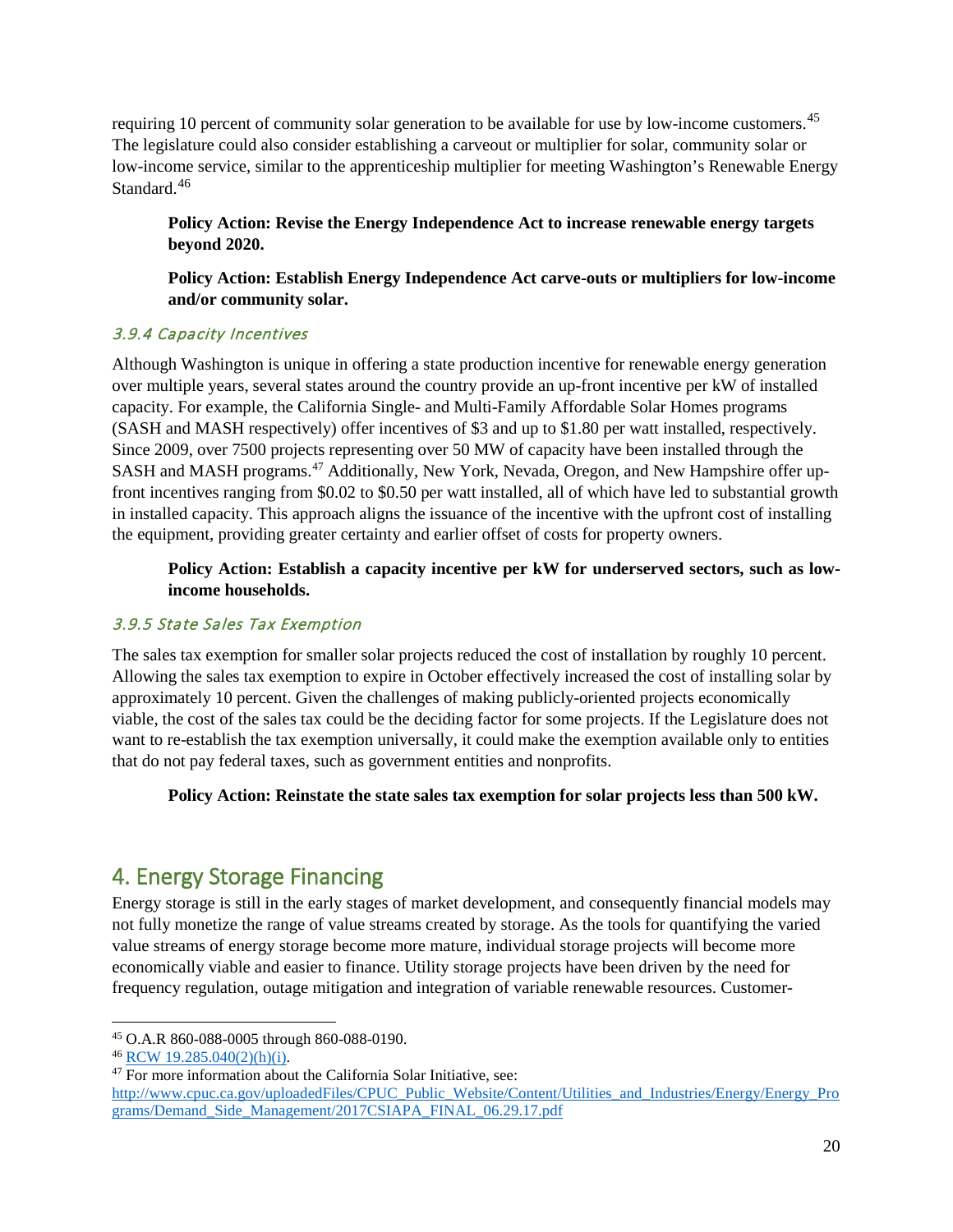requiring 10 percent of community solar generation to be available for use by low-income customers.[45] The legislature could also consider establishing a carveout or multiplier for solar, community solar or low-income service, similar to the apprenticeship multiplier for meeting Washington's Renewable Energy Standard.[46]

**Policy Action: Revise the Energy Independence Act to increase renewable energy targets beyond 2020.**

**Policy Action: Establish Energy Independence Act carve-outs or multipliers for low-income and/or community solar.**

### *3.9.4 Capacity Incentives*

Although Washington is unique in offering a state production incentive for renewable energy generation over multiple years, several states around the country provide an up-front incentive per kW of installed capacity. For example, the California Single- and Multi-Family Affordable Solar Homes programs (SASH and MASH respectively) offer incentives of $3 and up to $1.80 per watt installed, respectively. Since 2009, over 7500 projects representing over 50 MW of capacity have been installed through the SASH and MASH programs.[47] Additionally, New York, Nevada, Oregon, and New Hampshire offer up-front incentives ranging from $0.02 to $0.50 per watt installed, all of which have led to substantial growth in installed capacity. This approach aligns the issuance of the incentive with the upfront cost of installing the equipment, providing greater certainty and earlier offset of costs for property owners.

**Policy Action: Establish a capacity incentive per kW for underserved sectors, such as low-income households.**

### *3.9.5 State Sales Tax Exemption*

The sales tax exemption for smaller solar projects reduced the cost of installation by roughly 10 percent. Allowing the sales tax exemption to expire in October effectively increased the cost of installing solar by approximately 10 percent. Given the challenges of making publicly-oriented projects economically viable, the cost of the sales tax could be the deciding factor for some projects. If the Legislature does not want to re-establish the tax exemption universally, it could make the exemption available only to entities that do not pay federal taxes, such as government entities and nonprofits.

**Policy Action: Reinstate the state sales tax exemption for solar projects less than 500 kW.**

## 4. Energy Storage Financing

Energy storage is still in the early stages of market development, and consequently financial models may not fully monetize the range of value streams created by storage. As the tools for quantifying the varied value streams of energy storage become more mature, individual storage projects will become more economically viable and easier to finance. Utility storage projects have been driven by the need for frequency regulation, outage mitigation and integration of variable renewable resources. Customer-

---

[45] O.A.R 860-088-0005 through 860-088-0190.

[46] RCW 19.285.040(2)(h)(i).

[47] For more information about the California Solar Initiative, see: http://www.cpuc.ca.gov/uploadedFiles/CPUC_Public_Website/Content/Utilities_and_Industries/Energy/Energy_Programs/Demand_Side_Management/2017CSIAPA_FINAL_06.29.17.pdf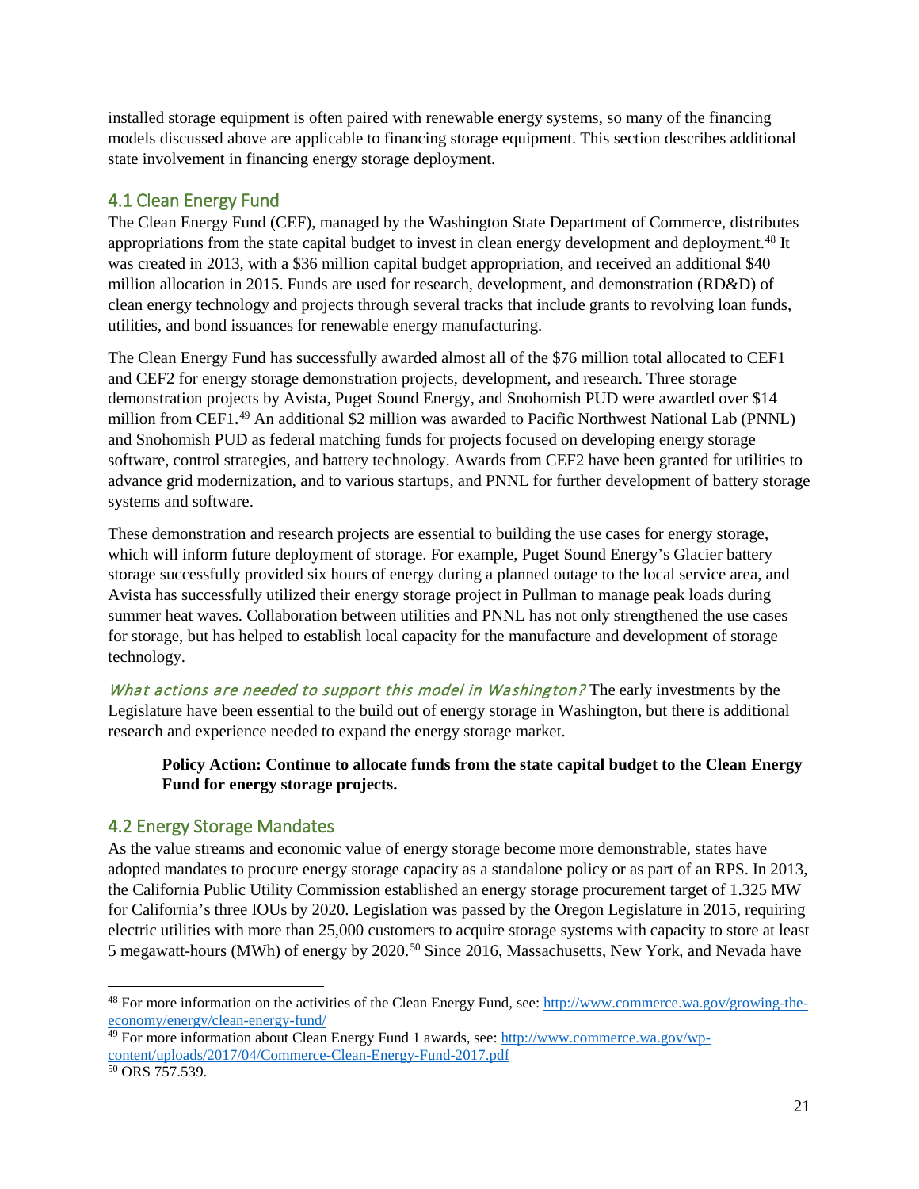installed storage equipment is often paired with renewable energy systems, so many of the financing models discussed above are applicable to financing storage equipment. This section describes additional state involvement in financing energy storage deployment.

## 4.1 Clean Energy Fund

The Clean Energy Fund (CEF), managed by the Washington State Department of Commerce, distributes appropriations from the state capital budget to invest in clean energy development and deployment.[48] It was created in 2013, with a $36 million capital budget appropriation, and received an additional $40 million allocation in 2015. Funds are used for research, development, and demonstration (RD&D) of clean energy technology and projects through several tracks that include grants to revolving loan funds, utilities, and bond issuances for renewable energy manufacturing.

The Clean Energy Fund has successfully awarded almost all of the $76 million total allocated to CEF1 and CEF2 for energy storage demonstration projects, development, and research. Three storage demonstration projects by Avista, Puget Sound Energy, and Snohomish PUD were awarded over $14 million from CEF1.[49] An additional $2 million was awarded to Pacific Northwest National Lab (PNNL) and Snohomish PUD as federal matching funds for projects focused on developing energy storage software, control strategies, and battery technology. Awards from CEF2 have been granted for utilities to advance grid modernization, and to various startups, and PNNL for further development of battery storage systems and software.

These demonstration and research projects are essential to building the use cases for energy storage, which will inform future deployment of storage. For example, Puget Sound Energy's Glacier battery storage successfully provided six hours of energy during a planned outage to the local service area, and Avista has successfully utilized their energy storage project in Pullman to manage peak loads during summer heat waves. Collaboration between utilities and PNNL has not only strengthened the use cases for storage, but has helped to establish local capacity for the manufacture and development of storage technology.

*What actions are needed to support this model in Washington?* The early investments by the Legislature have been essential to the build out of energy storage in Washington, but there is additional research and experience needed to expand the energy storage market.

> **Policy Action: Continue to allocate funds from the state capital budget to the Clean Energy Fund for energy storage projects.**

## 4.2 Energy Storage Mandates

As the value streams and economic value of energy storage become more demonstrable, states have adopted mandates to procure energy storage capacity as a standalone policy or as part of an RPS. In 2013, the California Public Utility Commission established an energy storage procurement target of 1.325 MW for California's three IOUs by 2020. Legislation was passed by the Oregon Legislature in 2015, requiring electric utilities with more than 25,000 customers to acquire storage systems with capacity to store at least 5 megawatt-hours (MWh) of energy by 2020.[50] Since 2016, Massachusetts, New York, and Nevada have

---

[48] For more information on the activities of the Clean Energy Fund, see: http://www.commerce.wa.gov/growing-the-economy/energy/clean-energy-fund/

[49] For more information about Clean Energy Fund 1 awards, see: http://www.commerce.wa.gov/wp-content/uploads/2017/04/Commerce-Clean-Energy-Fund-2017.pdf

[50] ORS 757.539.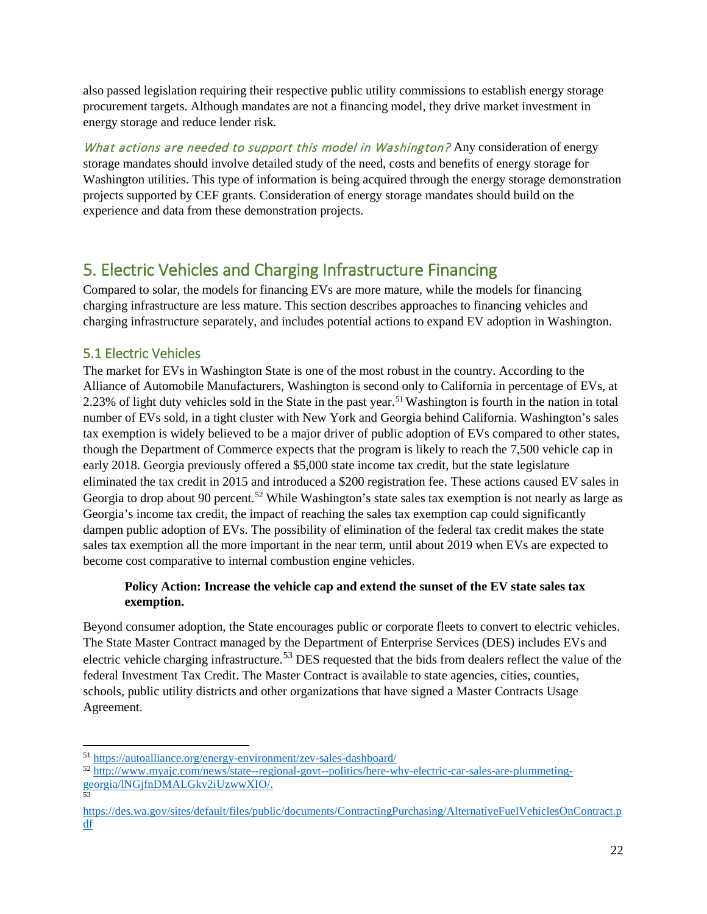also passed legislation requiring their respective public utility commissions to establish energy storage procurement targets. Although mandates are not a financing model, they drive market investment in energy storage and reduce lender risk.

*What actions are needed to support this model in Washington?* Any consideration of energy storage mandates should involve detailed study of the need, costs and benefits of energy storage for Washington utilities. This type of information is being acquired through the energy storage demonstration projects supported by CEF grants. Consideration of energy storage mandates should build on the experience and data from these demonstration projects.

## 5. Electric Vehicles and Charging Infrastructure Financing

Compared to solar, the models for financing EVs are more mature, while the models for financing charging infrastructure are less mature. This section describes approaches to financing vehicles and charging infrastructure separately, and includes potential actions to expand EV adoption in Washington.

### 5.1 Electric Vehicles

The market for EVs in Washington State is one of the most robust in the country. According to the Alliance of Automobile Manufacturers, Washington is second only to California in percentage of EVs, at 2.23% of light duty vehicles sold in the State in the past year.[51] Washington is fourth in the nation in total number of EVs sold, in a tight cluster with New York and Georgia behind California. Washington's sales tax exemption is widely believed to be a major driver of public adoption of EVs compared to other states, though the Department of Commerce expects that the program is likely to reach the 7,500 vehicle cap in early 2018. Georgia previously offered a $5,000 state income tax credit, but the state legislature eliminated the tax credit in 2015 and introduced a $200 registration fee. These actions caused EV sales in Georgia to drop about 90 percent.[52] While Washington's state sales tax exemption is not nearly as large as Georgia's income tax credit, the impact of reaching the sales tax exemption cap could significantly dampen public adoption of EVs. The possibility of elimination of the federal tax credit makes the state sales tax exemption all the more important in the near term, until about 2019 when EVs are expected to become cost comparative to internal combustion engine vehicles.

> **Policy Action: Increase the vehicle cap and extend the sunset of the EV state sales tax exemption.**

Beyond consumer adoption, the State encourages public or corporate fleets to convert to electric vehicles. The State Master Contract managed by the Department of Enterprise Services (DES) includes EVs and electric vehicle charging infrastructure.[53] DES requested that the bids from dealers reflect the value of the federal Investment Tax Credit. The Master Contract is available to state agencies, cities, counties, schools, public utility districts and other organizations that have signed a Master Contracts Usage Agreement.

---

[51] https://autoalliance.org/energy-environment/zev-sales-dashboard/

[52] http://www.myajc.com/news/state--regional-govt--politics/here-why-electric-car-sales-are-plummeting-georgia/lNGjfnDMALGkv2iUzwwXIO/.

[53] https://des.wa.gov/sites/default/files/public/documents/ContractingPurchasing/AlternativeFuelVehiclesOnContract.pdf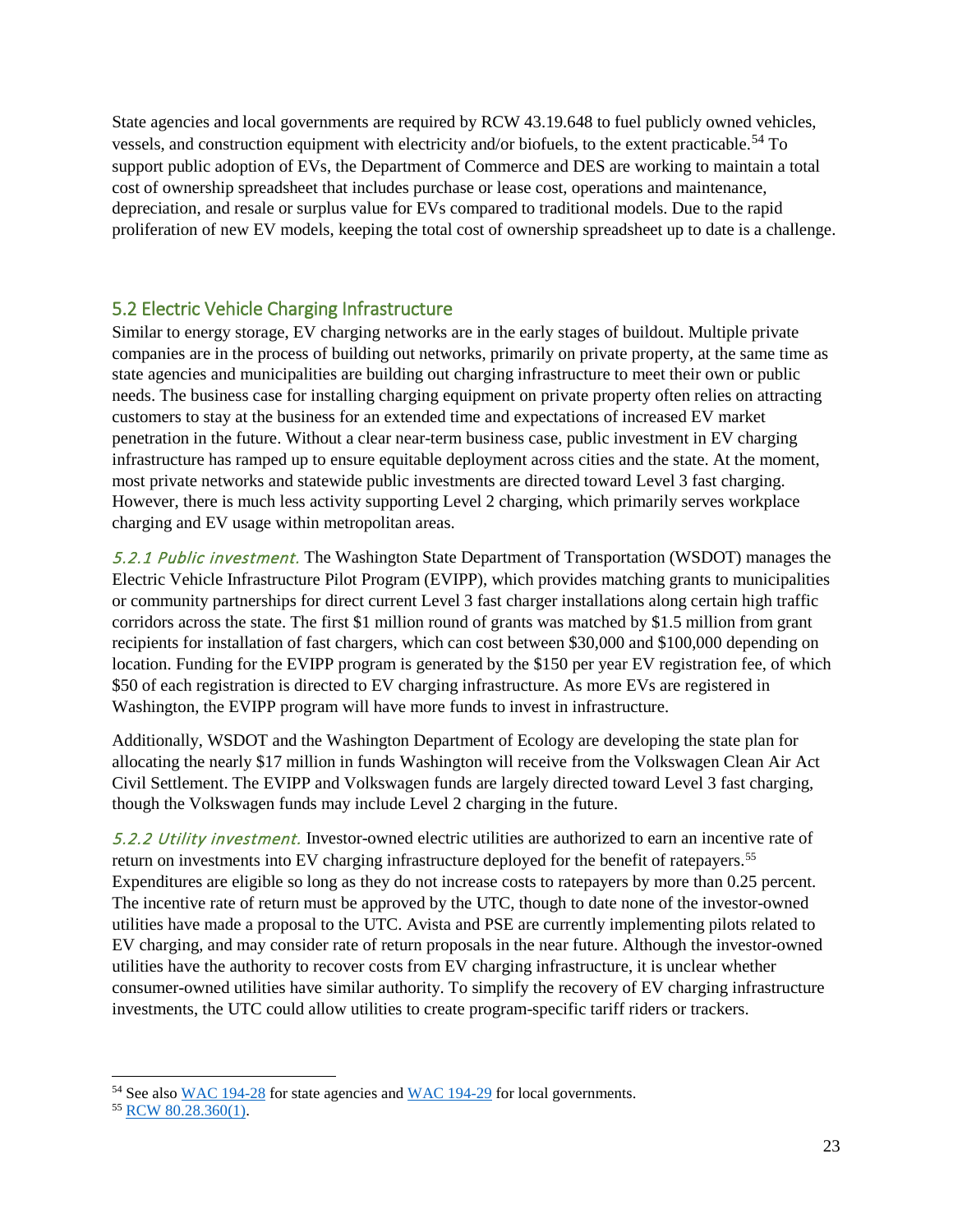State agencies and local governments are required by RCW 43.19.648 to fuel publicly owned vehicles, vessels, and construction equipment with electricity and/or biofuels, to the extent practicable.[54] To support public adoption of EVs, the Department of Commerce and DES are working to maintain a total cost of ownership spreadsheet that includes purchase or lease cost, operations and maintenance, depreciation, and resale or surplus value for EVs compared to traditional models. Due to the rapid proliferation of new EV models, keeping the total cost of ownership spreadsheet up to date is a challenge.

## 5.2 Electric Vehicle Charging Infrastructure

Similar to energy storage, EV charging networks are in the early stages of buildout. Multiple private companies are in the process of building out networks, primarily on private property, at the same time as state agencies and municipalities are building out charging infrastructure to meet their own or public needs. The business case for installing charging equipment on private property often relies on attracting customers to stay at the business for an extended time and expectations of increased EV market penetration in the future. Without a clear near-term business case, public investment in EV charging infrastructure has ramped up to ensure equitable deployment across cities and the state. At the moment, most private networks and statewide public investments are directed toward Level 3 fast charging. However, there is much less activity supporting Level 2 charging, which primarily serves workplace charging and EV usage within metropolitan areas.

*5.2.1 Public investment.* The Washington State Department of Transportation (WSDOT) manages the Electric Vehicle Infrastructure Pilot Program (EVIPP), which provides matching grants to municipalities or community partnerships for direct current Level 3 fast charger installations along certain high traffic corridors across the state. The first $1 million round of grants was matched by $1.5 million from grant recipients for installation of fast chargers, which can cost between $30,000 and $100,000 depending on location. Funding for the EVIPP program is generated by the $150 per year EV registration fee, of which $50 of each registration is directed to EV charging infrastructure. As more EVs are registered in Washington, the EVIPP program will have more funds to invest in infrastructure.

Additionally, WSDOT and the Washington Department of Ecology are developing the state plan for allocating the nearly $17 million in funds Washington will receive from the Volkswagen Clean Air Act Civil Settlement. The EVIPP and Volkswagen funds are largely directed toward Level 3 fast charging, though the Volkswagen funds may include Level 2 charging in the future.

*5.2.2 Utility investment.* Investor-owned electric utilities are authorized to earn an incentive rate of return on investments into EV charging infrastructure deployed for the benefit of ratepayers.[55] Expenditures are eligible so long as they do not increase costs to ratepayers by more than 0.25 percent. The incentive rate of return must be approved by the UTC, though to date none of the investor-owned utilities have made a proposal to the UTC. Avista and PSE are currently implementing pilots related to EV charging, and may consider rate of return proposals in the near future. Although the investor-owned utilities have the authority to recover costs from EV charging infrastructure, it is unclear whether consumer-owned utilities have similar authority. To simplify the recovery of EV charging infrastructure investments, the UTC could allow utilities to create program-specific tariff riders or trackers.

---

[54] See also WAC 194-28 for state agencies and WAC 194-29 for local governments.

[55] RCW 80.28.360(1).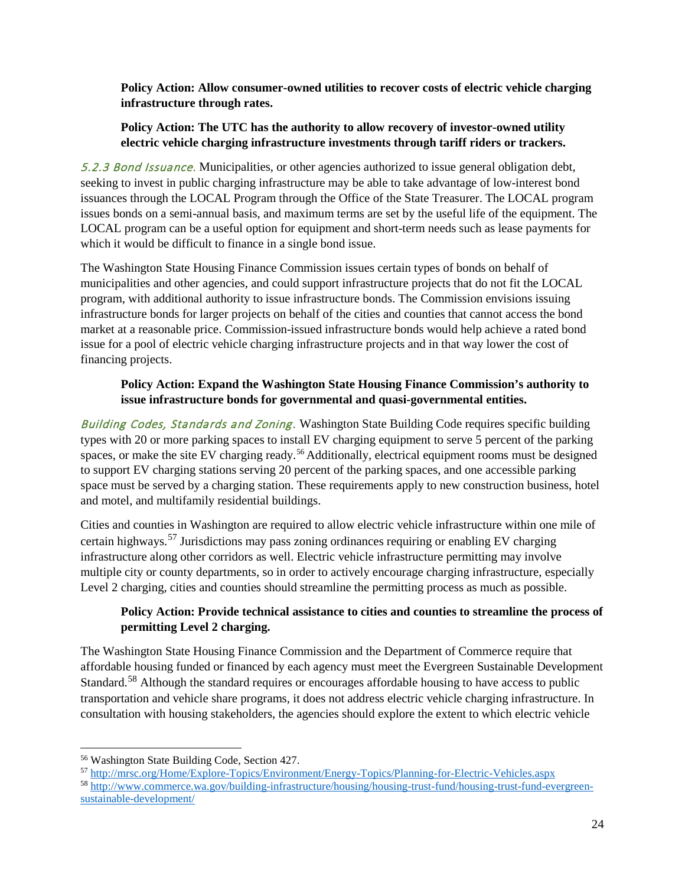**Policy Action: Allow consumer-owned utilities to recover costs of electric vehicle charging infrastructure through rates.**

**Policy Action: The UTC has the authority to allow recovery of investor-owned utility electric vehicle charging infrastructure investments through tariff riders or trackers.**

*5.2.3 Bond Issuance.* Municipalities, or other agencies authorized to issue general obligation debt, seeking to invest in public charging infrastructure may be able to take advantage of low-interest bond issuances through the LOCAL Program through the Office of the State Treasurer. The LOCAL program issues bonds on a semi-annual basis, and maximum terms are set by the useful life of the equipment. The LOCAL program can be a useful option for equipment and short-term needs such as lease payments for which it would be difficult to finance in a single bond issue.

The Washington State Housing Finance Commission issues certain types of bonds on behalf of municipalities and other agencies, and could support infrastructure projects that do not fit the LOCAL program, with additional authority to issue infrastructure bonds. The Commission envisions issuing infrastructure bonds for larger projects on behalf of the cities and counties that cannot access the bond market at a reasonable price. Commission-issued infrastructure bonds would help achieve a rated bond issue for a pool of electric vehicle charging infrastructure projects and in that way lower the cost of financing projects.

**Policy Action: Expand the Washington State Housing Finance Commission's authority to issue infrastructure bonds for governmental and quasi-governmental entities.**

*Building Codes, Standards and Zoning.* Washington State Building Code requires specific building types with 20 or more parking spaces to install EV charging equipment to serve 5 percent of the parking spaces, or make the site EV charging ready.[56] Additionally, electrical equipment rooms must be designed to support EV charging stations serving 20 percent of the parking spaces, and one accessible parking space must be served by a charging station. These requirements apply to new construction business, hotel and motel, and multifamily residential buildings.

Cities and counties in Washington are required to allow electric vehicle infrastructure within one mile of certain highways.[57] Jurisdictions may pass zoning ordinances requiring or enabling EV charging infrastructure along other corridors as well. Electric vehicle infrastructure permitting may involve multiple city or county departments, so in order to actively encourage charging infrastructure, especially Level 2 charging, cities and counties should streamline the permitting process as much as possible.

**Policy Action: Provide technical assistance to cities and counties to streamline the process of permitting Level 2 charging.**

The Washington State Housing Finance Commission and the Department of Commerce require that affordable housing funded or financed by each agency must meet the Evergreen Sustainable Development Standard.[58] Although the standard requires or encourages affordable housing to have access to public transportation and vehicle share programs, it does not address electric vehicle charging infrastructure. In consultation with housing stakeholders, the agencies should explore the extent to which electric vehicle

---

[56] Washington State Building Code, Section 427.

[57] http://mrsc.org/Home/Explore-Topics/Environment/Energy-Topics/Planning-for-Electric-Vehicles.aspx

[58] http://www.commerce.wa.gov/building-infrastructure/housing/housing-trust-fund/housing-trust-fund-evergreen-sustainable-development/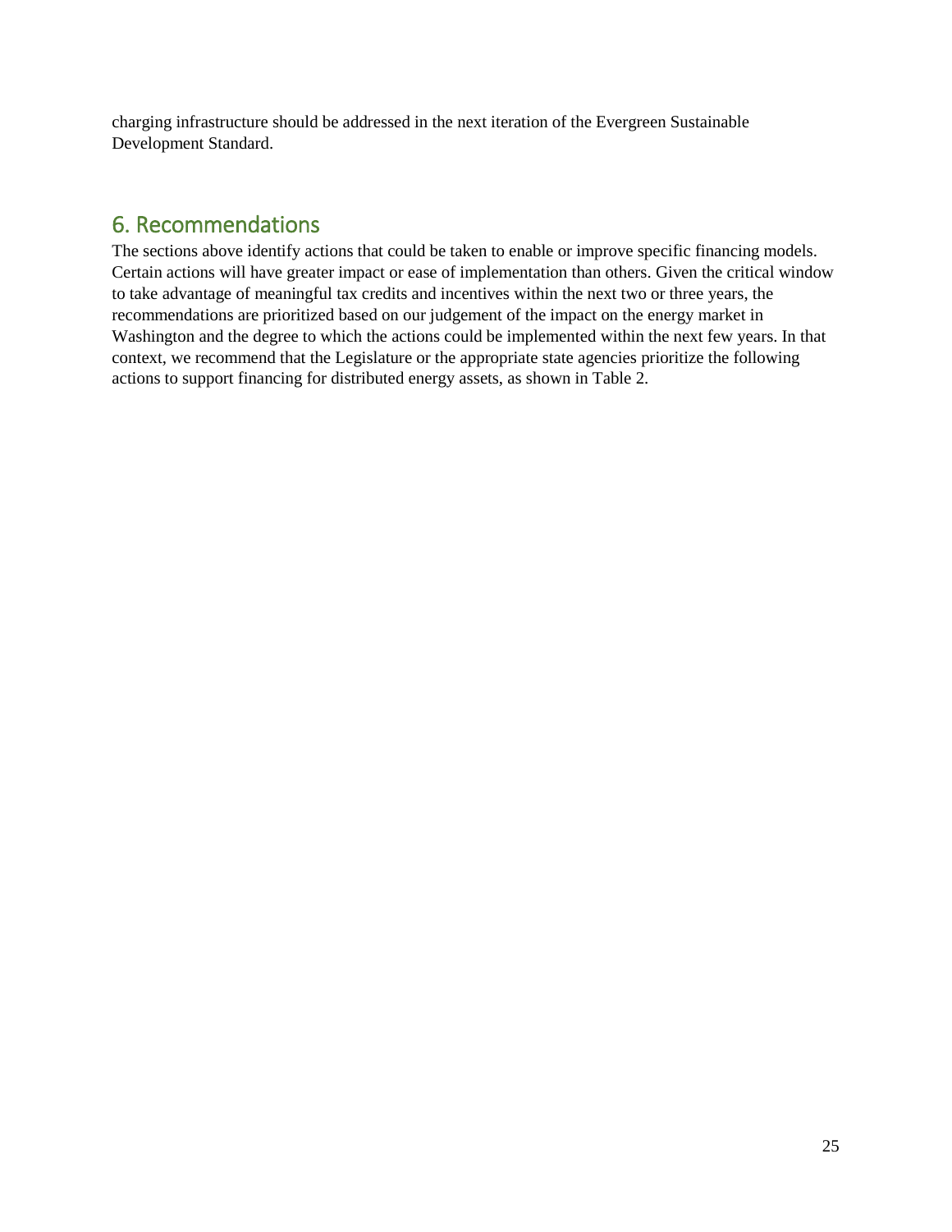charging infrastructure should be addressed in the next iteration of the Evergreen Sustainable Development Standard.

## 6. Recommendations

The sections above identify actions that could be taken to enable or improve specific financing models. Certain actions will have greater impact or ease of implementation than others. Given the critical window to take advantage of meaningful tax credits and incentives within the next two or three years, the recommendations are prioritized based on our judgement of the impact on the energy market in Washington and the degree to which the actions could be implemented within the next few years. In that context, we recommend that the Legislature or the appropriate state agencies prioritize the following actions to support financing for distributed energy assets, as shown in Table 2.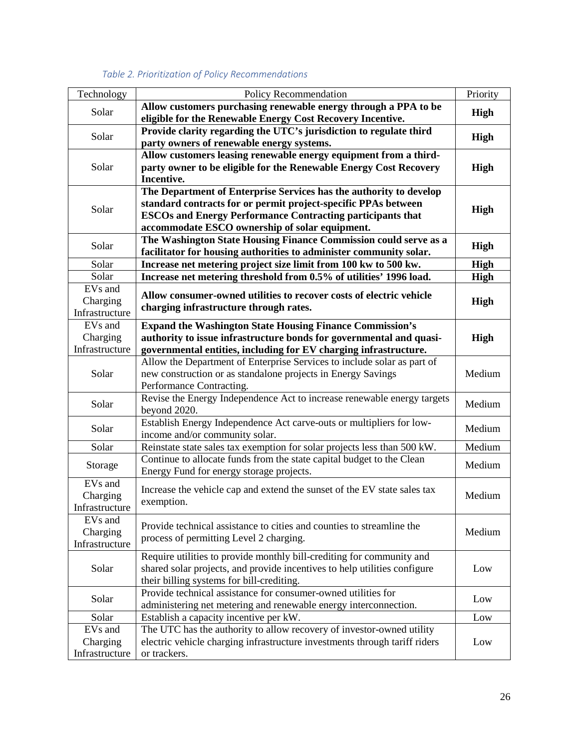*Table 2. Prioritization of Policy Recommendations*

| Technology | Policy Recommendation | Priority |
|---|---|---|
| Solar | **Allow customers purchasing renewable energy through a PPA to be eligible for the Renewable Energy Cost Recovery Incentive.** | **High** |
| Solar | **Provide clarity regarding the UTC's jurisdiction to regulate third party owners of renewable energy systems.** | **High** |
| Solar | **Allow customers leasing renewable energy equipment from a third-party owner to be eligible for the Renewable Energy Cost Recovery Incentive.** | **High** |
| Solar | **The Department of Enterprise Services has the authority to develop standard contracts for or permit project-specific PPAs between ESCOs and Energy Performance Contracting participants that accommodate ESCO ownership of solar equipment.** | **High** |
| Solar | **The Washington State Housing Finance Commission could serve as a facilitator for housing authorities to administer community solar.** | **High** |
| Solar | **Increase net metering project size limit from 100 kw to 500 kw.** | **High** |
| Solar | **Increase net metering threshold from 0.5% of utilities' 1996 load.** | **High** |
| EVs and Charging Infrastructure | **Allow consumer-owned utilities to recover costs of electric vehicle charging infrastructure through rates.** | **High** |
| EVs and Charging Infrastructure | **Expand the Washington State Housing Finance Commission's authority to issue infrastructure bonds for governmental and quasi-governmental entities, including for EV charging infrastructure.** | **High** |
| Solar | Allow the Department of Enterprise Services to include solar as part of new construction or as standalone projects in Energy Savings Performance Contracting. | Medium |
| Solar | Revise the Energy Independence Act to increase renewable energy targets beyond 2020. | Medium |
| Solar | Establish Energy Independence Act carve-outs or multipliers for low-income and/or community solar. | Medium |
| Solar | Reinstate state sales tax exemption for solar projects less than 500 kW. | Medium |
| Storage | Continue to allocate funds from the state capital budget to the Clean Energy Fund for energy storage projects. | Medium |
| EVs and Charging Infrastructure | Increase the vehicle cap and extend the sunset of the EV state sales tax exemption. | Medium |
| EVs and Charging Infrastructure | Provide technical assistance to cities and counties to streamline the process of permitting Level 2 charging. | Medium |
| Solar | Require utilities to provide monthly bill-crediting for community and shared solar projects, and provide incentives to help utilities configure their billing systems for bill-crediting. | Low |
| Solar | Provide technical assistance for consumer-owned utilities for administering net metering and renewable energy interconnection. | Low |
| Solar | Establish a capacity incentive per kW. | Low |
| EVs and Charging Infrastructure | The UTC has the authority to allow recovery of investor-owned utility electric vehicle charging infrastructure investments through tariff riders or trackers. | Low |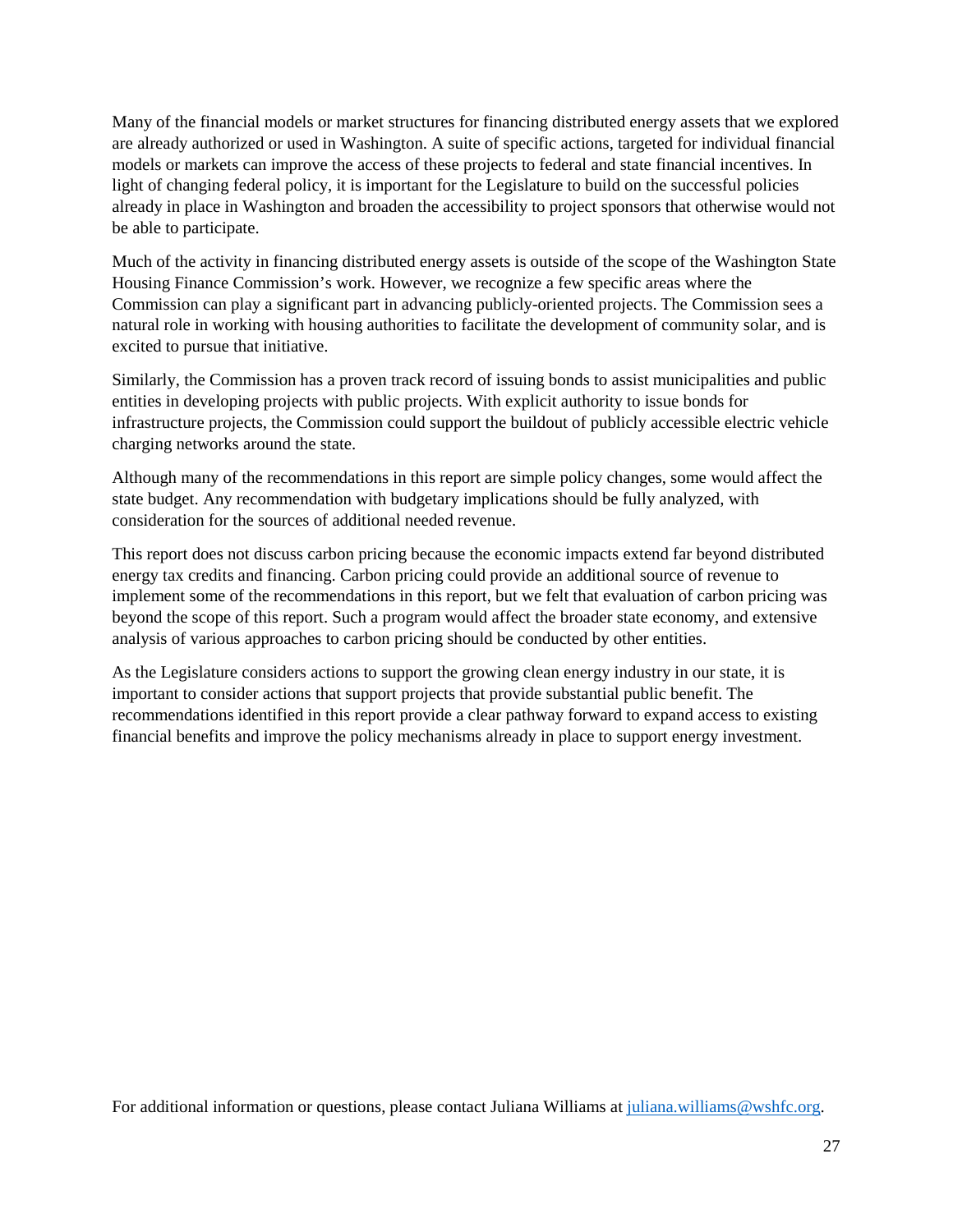Many of the financial models or market structures for financing distributed energy assets that we explored are already authorized or used in Washington. A suite of specific actions, targeted for individual financial models or markets can improve the access of these projects to federal and state financial incentives. In light of changing federal policy, it is important for the Legislature to build on the successful policies already in place in Washington and broaden the accessibility to project sponsors that otherwise would not be able to participate.

Much of the activity in financing distributed energy assets is outside of the scope of the Washington State Housing Finance Commission's work. However, we recognize a few specific areas where the Commission can play a significant part in advancing publicly-oriented projects. The Commission sees a natural role in working with housing authorities to facilitate the development of community solar, and is excited to pursue that initiative.

Similarly, the Commission has a proven track record of issuing bonds to assist municipalities and public entities in developing projects with public projects. With explicit authority to issue bonds for infrastructure projects, the Commission could support the buildout of publicly accessible electric vehicle charging networks around the state.

Although many of the recommendations in this report are simple policy changes, some would affect the state budget. Any recommendation with budgetary implications should be fully analyzed, with consideration for the sources of additional needed revenue.

This report does not discuss carbon pricing because the economic impacts extend far beyond distributed energy tax credits and financing. Carbon pricing could provide an additional source of revenue to implement some of the recommendations in this report, but we felt that evaluation of carbon pricing was beyond the scope of this report. Such a program would affect the broader state economy, and extensive analysis of various approaches to carbon pricing should be conducted by other entities.

As the Legislature considers actions to support the growing clean energy industry in our state, it is important to consider actions that support projects that provide substantial public benefit. The recommendations identified in this report provide a clear pathway forward to expand access to existing financial benefits and improve the policy mechanisms already in place to support energy investment.

For additional information or questions, please contact Juliana Williams at [juliana.williams@wshfc.org](mailto:juliana.williams@wshfc.org).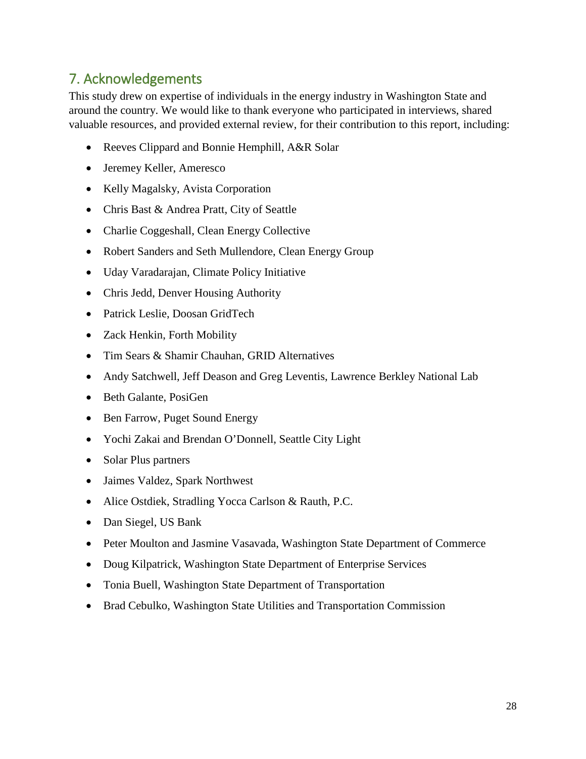## 7. Acknowledgements

This study drew on expertise of individuals in the energy industry in Washington State and around the country. We would like to thank everyone who participated in interviews, shared valuable resources, and provided external review, for their contribution to this report, including:

- Reeves Clippard and Bonnie Hemphill, A&R Solar
- Jeremey Keller, Ameresco
- Kelly Magalsky, Avista Corporation
- Chris Bast & Andrea Pratt, City of Seattle
- Charlie Coggeshall, Clean Energy Collective
- Robert Sanders and Seth Mullendore, Clean Energy Group
- Uday Varadarajan, Climate Policy Initiative
- Chris Jedd, Denver Housing Authority
- Patrick Leslie, Doosan GridTech
- Zack Henkin, Forth Mobility
- Tim Sears & Shamir Chauhan, GRID Alternatives
- Andy Satchwell, Jeff Deason and Greg Leventis, Lawrence Berkley National Lab
- Beth Galante, PosiGen
- Ben Farrow, Puget Sound Energy
- Yochi Zakai and Brendan O'Donnell, Seattle City Light
- Solar Plus partners
- Jaimes Valdez, Spark Northwest
- Alice Ostdiek, Stradling Yocca Carlson & Rauth, P.C.
- Dan Siegel, US Bank
- Peter Moulton and Jasmine Vasavada, Washington State Department of Commerce
- Doug Kilpatrick, Washington State Department of Enterprise Services
- Tonia Buell, Washington State Department of Transportation
- Brad Cebulko, Washington State Utilities and Transportation Commission